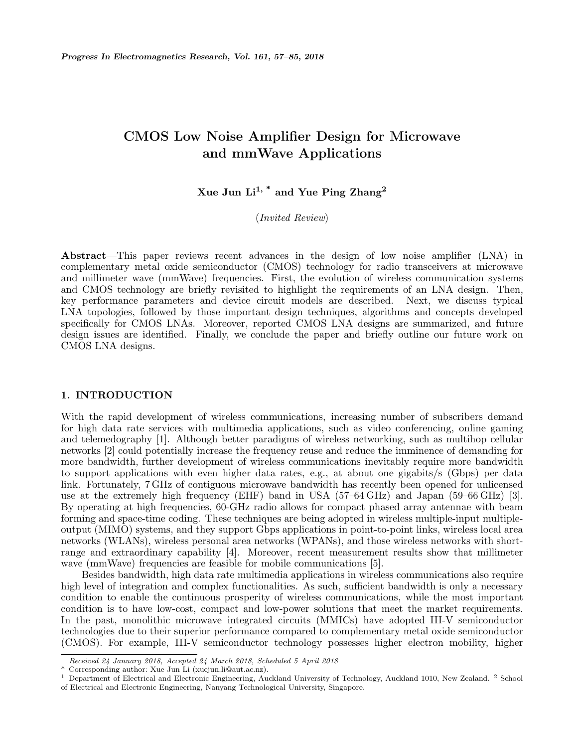# CMOS Low Noise Amplifier Design for Microwave and mmWave Applications

**Xue Jun Li[1, *] and Yue Ping Zhang[2]**

(*Invited Review*)

**Abstract**—This paper reviews recent advances in the design of low noise amplifier (LNA) in complementary metal oxide semiconductor (CMOS) technology for radio transceivers at microwave and millimeter wave (mmWave) frequencies. First, the evolution of wireless communication systems and CMOS technology are briefly revisited to highlight the requirements of an LNA design. Then, key performance parameters and device circuit models are described. Next, we discuss typical LNA topologies, followed by those important design techniques, algorithms and concepts developed specifically for CMOS LNAs. Moreover, reported CMOS LNA designs are summarized, and future design issues are identified. Finally, we conclude the paper and briefly outline our future work on CMOS LNA designs.

## 1. INTRODUCTION

With the rapid development of wireless communications, increasing number of subscribers demand for high data rate services with multimedia applications, such as video conferencing, online gaming and telemedography [1]. Although better paradigms of wireless networking, such as multihop cellular networks [2] could potentially increase the frequency reuse and reduce the imminence of demanding for more bandwidth, further development of wireless communications inevitably require more bandwidth to support applications with even higher data rates, e.g., at about one gigabits/s (Gbps) per data link. Fortunately, 7 GHz of contiguous microwave bandwidth has recently been opened for unlicensed use at the extremely high frequency (EHF) band in USA (57–64 GHz) and Japan (59–66 GHz) [3]. By operating at high frequencies, 60-GHz radio allows for compact phased array antennae with beam forming and space-time coding. These techniques are being adopted in wireless multiple-input multiple-output (MIMO) systems, and they support Gbps applications in point-to-point links, wireless local area networks (WLANs), wireless personal area networks (WPANs), and those wireless networks with short-range and extraordinary capability [4]. Moreover, recent measurement results show that millimeter wave (mmWave) frequencies are feasible for mobile communications [5].

Besides bandwidth, high data rate multimedia applications in wireless communications also require high level of integration and complex functionalities. As such, sufficient bandwidth is only a necessary condition to enable the continuous prosperity of wireless communications, while the most important condition is to have low-cost, compact and low-power solutions that meet the market requirements. In the past, monolithic microwave integrated circuits (MMICs) have adopted III-V semiconductor technologies due to their superior performance compared to complementary metal oxide semiconductor (CMOS). For example, III-V semiconductor technology possesses higher electron mobility, higher

*Received 24 January 2018, Accepted 24 March 2018, Scheduled 5 April 2018*

\* Corresponding author: Xue Jun Li (xuejun.li@aut.ac.nz).

[1] Department of Electrical and Electronic Engineering, Auckland University of Technology, Auckland 1010, New Zealand. [2] School of Electrical and Electronic Engineering, Nanyang Technological University, Singapore.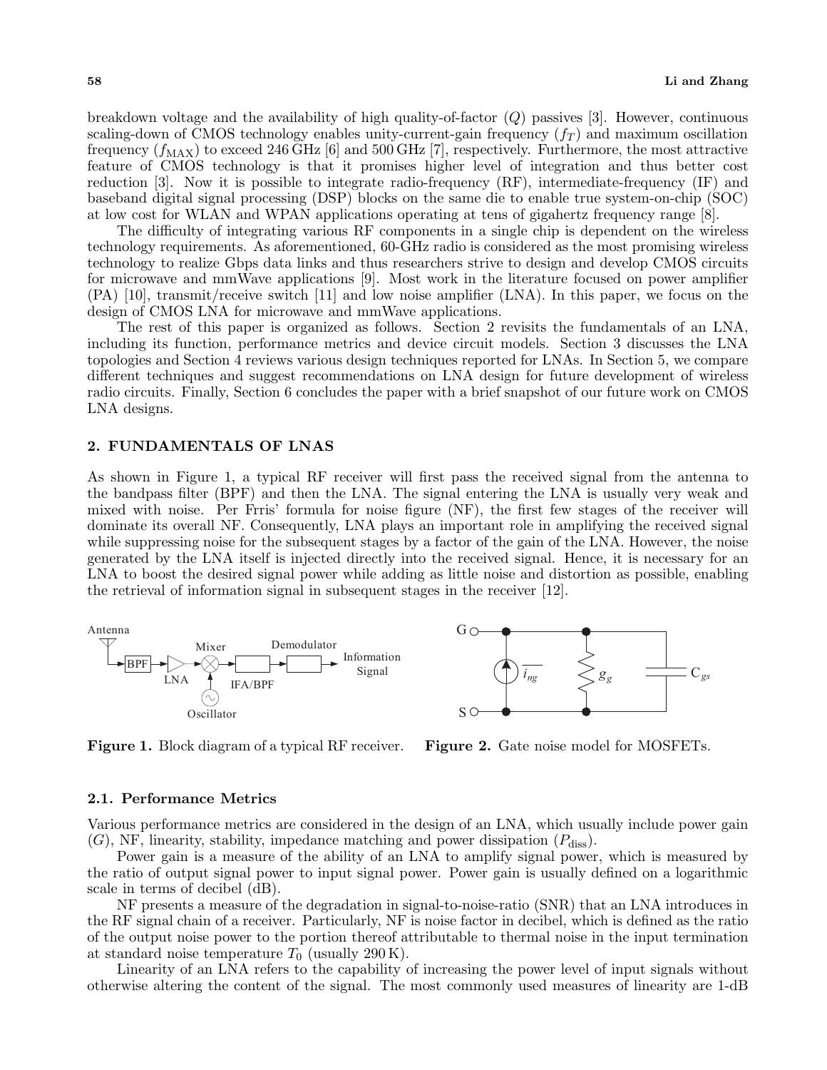breakdown voltage and the availability of high quality-of-factor ($Q$) passives [3]. However, continuous scaling-down of CMOS technology enables unity-current-gain frequency ($f_T$) and maximum oscillation frequency ($f_{\mathrm{MAX}}$) to exceed 246 GHz [6] and 500 GHz [7], respectively. Furthermore, the most attractive feature of CMOS technology is that it promises higher level of integration and thus better cost reduction [3]. Now it is possible to integrate radio-frequency (RF), intermediate-frequency (IF) and baseband digital signal processing (DSP) blocks on the same die to enable true system-on-chip (SOC) at low cost for WLAN and WPAN applications operating at tens of gigahertz frequency range [8].

The difficulty of integrating various RF components in a single chip is dependent on the wireless technology requirements. As aforementioned, 60-GHz radio is considered as the most promising wireless technology to realize Gbps data links and thus researchers strive to design and develop CMOS circuits for microwave and mmWave applications [9]. Most work in the literature focused on power amplifier (PA) [10], transmit/receive switch [11] and low noise amplifier (LNA). In this paper, we focus on the design of CMOS LNA for microwave and mmWave applications.

The rest of this paper is organized as follows. Section 2 revisits the fundamentals of an LNA, including its function, performance metrics and device circuit models. Section 3 discusses the LNA topologies and Section 4 reviews various design techniques reported for LNAs. In Section 5, we compare different techniques and suggest recommendations on LNA design for future development of wireless radio circuits. Finally, Section 6 concludes the paper with a brief snapshot of our future work on CMOS LNA designs.

## 2. FUNDAMENTALS OF LNAS

As shown in Figure 1, a typical RF receiver will first pass the received signal from the antenna to the bandpass filter (BPF) and then the LNA. The signal entering the LNA is usually very weak and mixed with noise. Per Friis' formula for noise figure (NF), the first few stages of the receiver will dominate its overall NF. Consequently, LNA plays an important role in amplifying the received signal while suppressing noise for the subsequent stages by a factor of the gain of the LNA. However, the noise generated by the LNA itself is injected directly into the received signal. Hence, it is necessary for an LNA to boost the desired signal power while adding as little noise and distortion as possible, enabling the retrieval of information signal in subsequent stages in the receiver [12].

**Figure 1.** Block diagram of a typical RF receiver.

**Figure 2.** Gate noise model for MOSFETs.

### 2.1. Performance Metrics

Various performance metrics are considered in the design of an LNA, which usually include power gain ($G$), NF, linearity, stability, impedance matching and power dissipation ($P_{\mathrm{diss}}$).

Power gain is a measure of the ability of an LNA to amplify signal power, which is measured by the ratio of output signal power to input signal power. Power gain is usually defined on a logarithmic scale in terms of decibel (dB).

NF presents a measure of the degradation in signal-to-noise-ratio (SNR) that an LNA introduces in the RF signal chain of a receiver. Particularly, NF is noise factor in decibel, which is defined as the ratio of the output noise power to the portion thereof attributable to thermal noise in the input termination at standard noise temperature $T_0$ (usually 290 K).

Linearity of an LNA refers to the capability of increasing the power level of input signals without otherwise altering the content of the signal. The most commonly used measures of linearity are 1-dB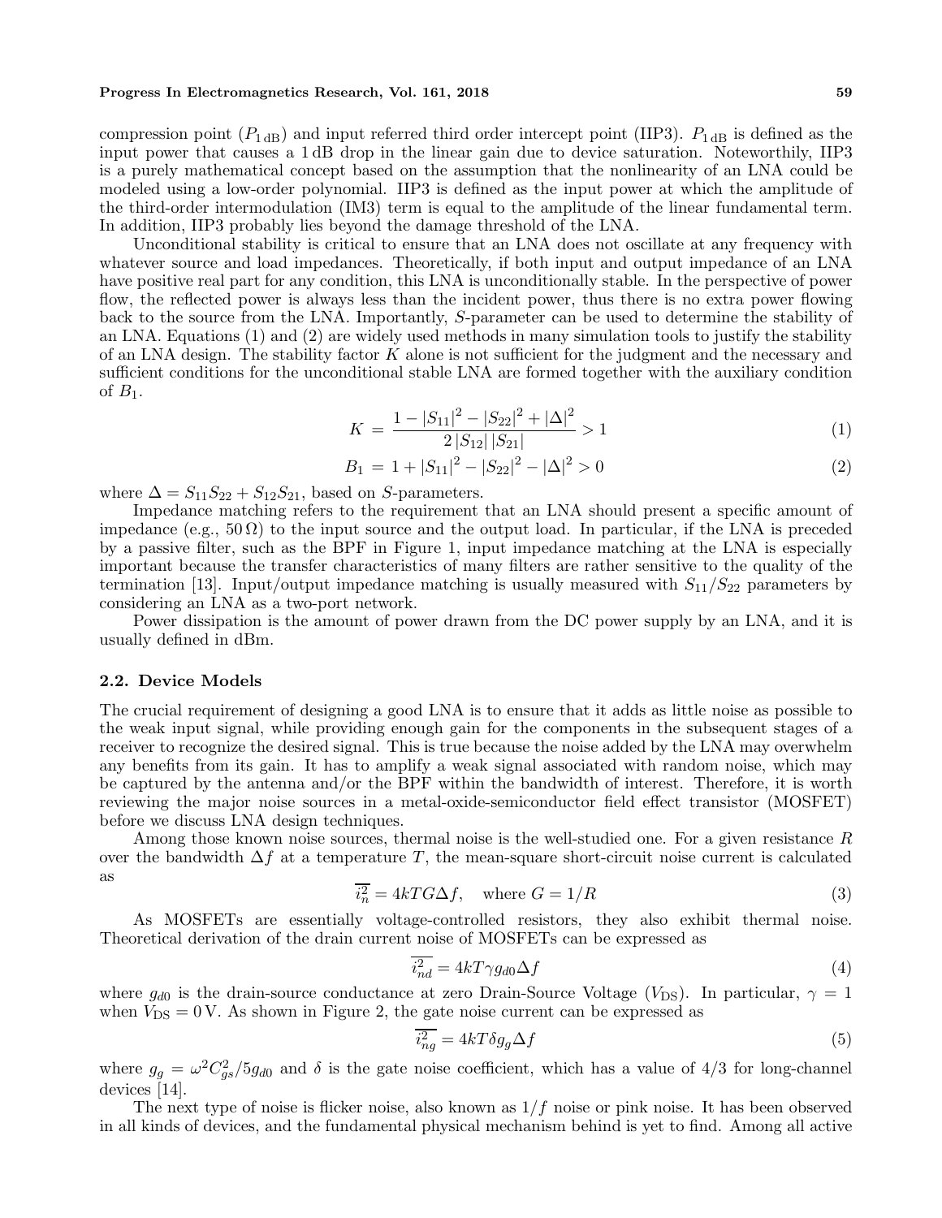compression point ($P_{1\,\mathrm{dB}}$) and input referred third order intercept point (IIP3). $P_{1\,\mathrm{dB}}$ is defined as the input power that causes a 1 dB drop in the linear gain due to device saturation. Noteworthily, IIP3 is a purely mathematical concept based on the assumption that the nonlinearity of an LNA could be modeled using a low-order polynomial. IIP3 is defined as the input power at which the amplitude of the third-order intermodulation (IM3) term is equal to the amplitude of the linear fundamental term. In addition, IIP3 probably lies beyond the damage threshold of the LNA.

Unconditional stability is critical to ensure that an LNA does not oscillate at any frequency with whatever source and load impedances. Theoretically, if both input and output impedance of an LNA have positive real part for any condition, this LNA is unconditionally stable. In the perspective of power flow, the reflected power is always less than the incident power, thus there is no extra power flowing back to the source from the LNA. Importantly, $S$-parameter can be used to determine the stability of an LNA. Equations (1) and (2) are widely used methods in many simulation tools to justify the stability of an LNA design. The stability factor $K$ alone is not sufficient for the judgment and the necessary and sufficient conditions for the unconditional stable LNA are formed together with the auxiliary condition of $B_1$.

$$K = \frac{1 - |S_{11}|^2 - |S_{22}|^2 + |\Delta|^2}{2\,|S_{12}|\,|S_{21}|} > 1 \tag{1}$$

$$B_1 = 1 + |S_{11}|^2 - |S_{22}|^2 - |\Delta|^2 > 0 \tag{2}$$

where $\Delta = S_{11}S_{22} + S_{12}S_{21}$, based on $S$-parameters.

Impedance matching refers to the requirement that an LNA should present a specific amount of impedance (e.g., $50\,\Omega$) to the input source and the output load. In particular, if the LNA is preceded by a passive filter, such as the BPF in Figure 1, input impedance matching at the LNA is especially important because the transfer characteristics of many filters are rather sensitive to the quality of the termination [13]. Input/output impedance matching is usually measured with $S_{11}/S_{22}$ parameters by considering an LNA as a two-port network.

Power dissipation is the amount of power drawn from the DC power supply by an LNA, and it is usually defined in dBm.

### 2.2. Device Models

The crucial requirement of designing a good LNA is to ensure that it adds as little noise as possible to the weak input signal, while providing enough gain for the components in the subsequent stages of a receiver to recognize the desired signal. This is true because the noise added by the LNA may overwhelm any benefits from its gain. It has to amplify a weak signal associated with random noise, which may be captured by the antenna and/or the BPF within the bandwidth of interest. Therefore, it is worth reviewing the major noise sources in a metal-oxide-semiconductor field effect transistor (MOSFET) before we discuss LNA design techniques.

Among those known noise sources, thermal noise is the well-studied one. For a given resistance $R$ over the bandwidth $\Delta f$ at a temperature $T$, the mean-square short-circuit noise current is calculated as

$$\overline{i_n^2} = 4kTG\Delta f, \quad \text{where } G = 1/R \tag{3}$$

As MOSFETs are essentially voltage-controlled resistors, they also exhibit thermal noise. Theoretical derivation of the drain current noise of MOSFETs can be expressed as

$$\overline{i_{nd}^2} = 4kT\gamma g_{d0}\Delta f \tag{4}$$

where $g_{d0}$ is the drain-source conductance at zero Drain-Source Voltage ($V_{\mathrm{DS}}$). In particular, $\gamma = 1$ when $V_{\mathrm{DS}} = 0\,\mathrm{V}$. As shown in Figure 2, the gate noise current can be expressed as

$$\overline{i_{ng}^2} = 4kT\delta g_g\Delta f \tag{5}$$

where $g_g = \omega^2 C_{gs}^2/5g_{d0}$ and $\delta$ is the gate noise coefficient, which has a value of 4/3 for long-channel devices [14].

The next type of noise is flicker noise, also known as $1/f$ noise or pink noise. It has been observed in all kinds of devices, and the fundamental physical mechanism behind is yet to find. Among all active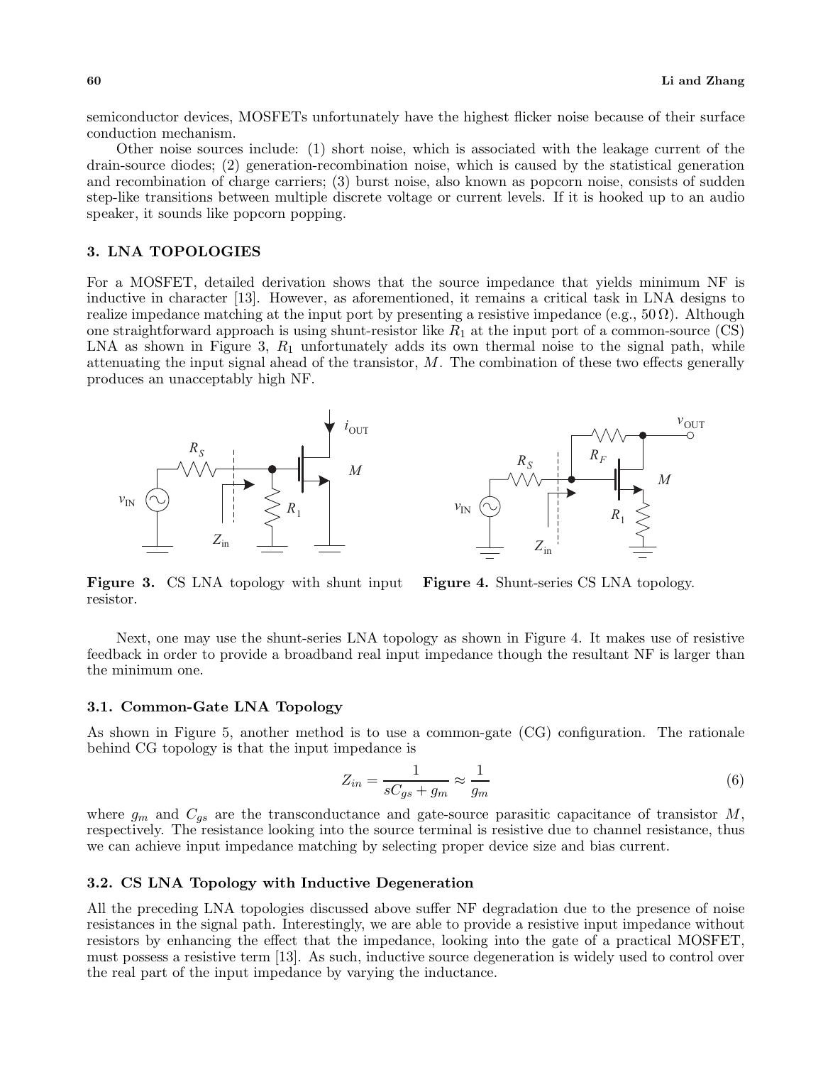semiconductor devices, MOSFETs unfortunately have the highest flicker noise because of their surface conduction mechanism.

Other noise sources include: (1) short noise, which is associated with the leakage current of the drain-source diodes; (2) generation-recombination noise, which is caused by the statistical generation and recombination of charge carriers; (3) burst noise, also known as popcorn noise, consists of sudden step-like transitions between multiple discrete voltage or current levels. If it is hooked up to an audio speaker, it sounds like popcorn popping.

## 3. LNA TOPOLOGIES

For a MOSFET, detailed derivation shows that the source impedance that yields minimum NF is inductive in character [13]. However, as aforementioned, it remains a critical task in LNA designs to realize impedance matching at the input port by presenting a resistive impedance (e.g., $50\,\Omega$). Although one straightforward approach is using shunt-resistor like $R_1$ at the input port of a common-source (CS) LNA as shown in Figure 3, $R_1$ unfortunately adds its own thermal noise to the signal path, while attenuating the input signal ahead of the transistor, $M$. The combination of these two effects generally produces an unacceptably high NF.

**Figure 3.** CS LNA topology with shunt input resistor.

**Figure 4.** Shunt-series CS LNA topology.

Next, one may use the shunt-series LNA topology as shown in Figure 4. It makes use of resistive feedback in order to provide a broadband real input impedance though the resultant NF is larger than the minimum one.

### 3.1. Common-Gate LNA Topology

As shown in Figure 5, another method is to use a common-gate (CG) configuration. The rationale behind CG topology is that the input impedance is

$$Z_{in} = \frac{1}{sC_{gs} + g_m} \approx \frac{1}{g_m} \tag{6}$$

where $g_m$ and $C_{gs}$ are the transconductance and gate-source parasitic capacitance of transistor $M$, respectively. The resistance looking into the source terminal is resistive due to channel resistance, thus we can achieve input impedance matching by selecting proper device size and bias current.

### 3.2. CS LNA Topology with Inductive Degeneration

All the preceding LNA topologies discussed above suffer NF degradation due to the presence of noise resistances in the signal path. Interestingly, we are able to provide a resistive input impedance without resistors by enhancing the effect that the impedance, looking into the gate of a practical MOSFET, must possess a resistive term [13]. As such, inductive source degeneration is widely used to control over the real part of the input impedance by varying the inductance.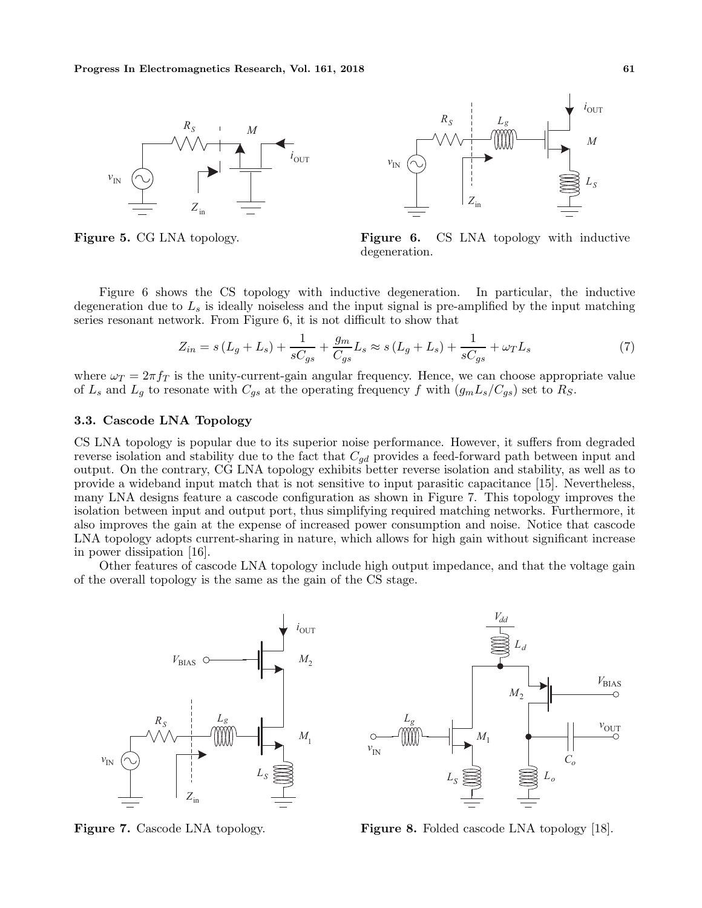Figure 5. CG LNA topology.

Figure 6. CS LNA topology with inductive degeneration.

Figure 6 shows the CS topology with inductive degeneration. In particular, the inductive degeneration due to $L_s$ is ideally noiseless and the input signal is pre-amplified by the input matching series resonant network. From Figure 6, it is not difficult to show that

$$Z_{in} = s\left(L_g + L_s\right) + \frac{1}{sC_{gs}} + \frac{g_m}{C_{gs}}L_s \approx s\left(L_g + L_s\right) + \frac{1}{sC_{gs}} + \omega_T L_s \tag{7}$$

where $\omega_T = 2\pi f_T$ is the unity-current-gain angular frequency. Hence, we can choose appropriate value of $L_s$ and $L_g$ to resonate with $C_{gs}$ at the operating frequency $f$ with $(g_m L_s/C_{gs})$ set to $R_S$.

### 3.3. Cascode LNA Topology

CS LNA topology is popular due to its superior noise performance. However, it suffers from degraded reverse isolation and stability due to the fact that $C_{gd}$ provides a feed-forward path between input and output. On the contrary, CG LNA topology exhibits better reverse isolation and stability, as well as to provide a wideband input match that is not sensitive to input parasitic capacitance [15]. Nevertheless, many LNA designs feature a cascode configuration as shown in Figure 7. This topology improves the isolation between input and output port, thus simplifying required matching networks. Furthermore, it also improves the gain at the expense of increased power consumption and noise. Notice that cascode LNA topology adopts current-sharing in nature, which allows for high gain without significant increase in power dissipation [16].

Other features of cascode LNA topology include high output impedance, and that the voltage gain of the overall topology is the same as the gain of the CS stage.

Figure 7. Cascode LNA topology.

Figure 8. Folded cascode LNA topology [18].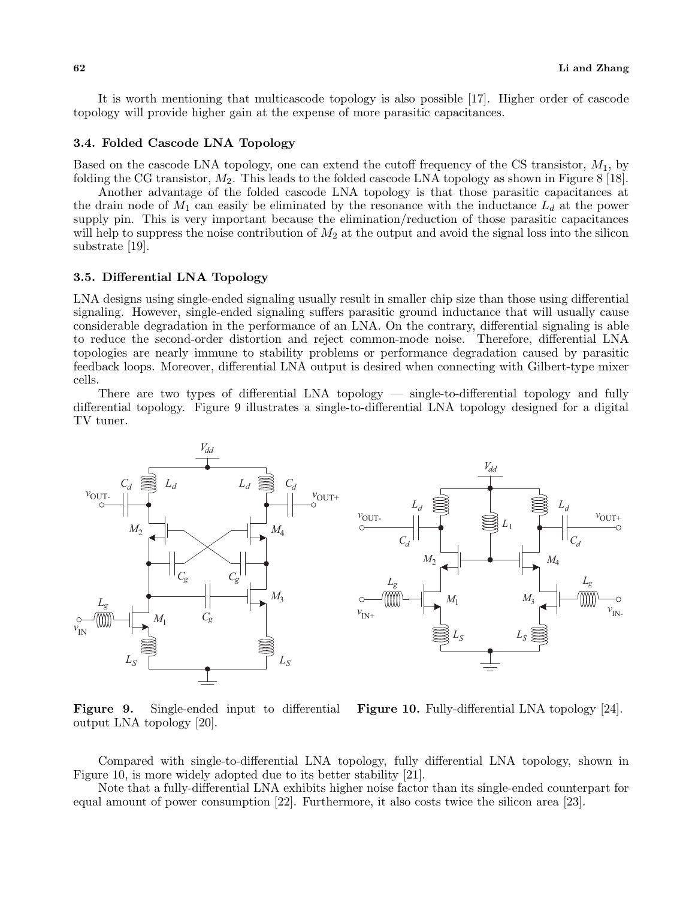It is worth mentioning that multicascode topology is also possible [17]. Higher order of cascode topology will provide higher gain at the expense of more parasitic capacitances.

### 3.4. Folded Cascode LNA Topology

Based on the cascode LNA topology, one can extend the cutoff frequency of the CS transistor, $M_1$, by folding the CG transistor, $M_2$. This leads to the folded cascode LNA topology as shown in Figure 8 [18].

Another advantage of the folded cascode LNA topology is that those parasitic capacitances at the drain node of $M_1$ can easily be eliminated by the resonance with the inductance $L_d$ at the power supply pin. This is very important because the elimination/reduction of those parasitic capacitances will help to suppress the noise contribution of $M_2$ at the output and avoid the signal loss into the silicon substrate [19].

### 3.5. Differential LNA Topology

LNA designs using single-ended signaling usually result in smaller chip size than those using differential signaling. However, single-ended signaling suffers parasitic ground inductance that will usually cause considerable degradation in the performance of an LNA. On the contrary, differential signaling is able to reduce the second-order distortion and reject common-mode noise. Therefore, differential LNA topologies are nearly immune to stability problems or performance degradation caused by parasitic feedback loops. Moreover, differential LNA output is desired when connecting with Gilbert-type mixer cells.

There are two types of differential LNA topology — single-to-differential topology and fully differential topology. Figure 9 illustrates a single-to-differential LNA topology designed for a digital TV tuner.

**Figure 9.** Single-ended input to differential output LNA topology [20].

**Figure 10.** Fully-differential LNA topology [24].

Compared with single-to-differential LNA topology, fully differential LNA topology, shown in Figure 10, is more widely adopted due to its better stability [21].

Note that a fully-differential LNA exhibits higher noise factor than its single-ended counterpart for equal amount of power consumption [22]. Furthermore, it also costs twice the silicon area [23].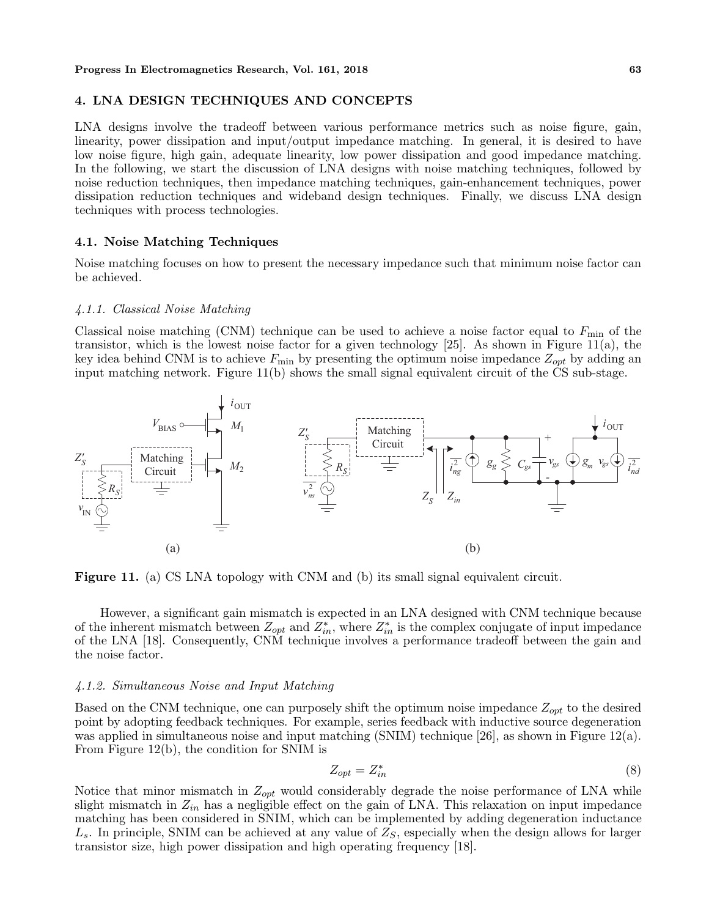## 4. LNA DESIGN TECHNIQUES AND CONCEPTS

LNA designs involve the tradeoff between various performance metrics such as noise figure, gain, linearity, power dissipation and input/output impedance matching. In general, it is desired to have low noise figure, high gain, adequate linearity, low power dissipation and good impedance matching. In the following, we start the discussion of LNA designs with noise matching techniques, followed by noise reduction techniques, then impedance matching techniques, gain-enhancement techniques, power dissipation reduction techniques and wideband design techniques. Finally, we discuss LNA design techniques with process technologies.

### 4.1. Noise Matching Techniques

Noise matching focuses on how to present the necessary impedance such that minimum noise factor can be achieved.

#### *4.1.1. Classical Noise Matching*

Classical noise matching (CNM) technique can be used to achieve a noise factor equal to $F_{\min}$ of the transistor, which is the lowest noise factor for a given technology [25]. As shown in Figure 11(a), the key idea behind CNM is to achieve $F_{\min}$ by presenting the optimum noise impedance $Z_{opt}$ by adding an input matching network. Figure 11(b) shows the small signal equivalent circuit of the CS sub-stage.

**Figure 11.** (a) CS LNA topology with CNM and (b) its small signal equivalent circuit.

However, a significant gain mismatch is expected in an LNA designed with CNM technique because of the inherent mismatch between $Z_{opt}$ and $Z_{in}^*$, where $Z_{in}^*$ is the complex conjugate of input impedance of the LNA [18]. Consequently, CNM technique involves a performance tradeoff between the gain and the noise factor.

#### *4.1.2. Simultaneous Noise and Input Matching*

Based on the CNM technique, one can purposely shift the optimum noise impedance $Z_{opt}$ to the desired point by adopting feedback techniques. For example, series feedback with inductive source degeneration was applied in simultaneous noise and input matching (SNIM) technique [26], as shown in Figure 12(a). From Figure 12(b), the condition for SNIM is

$$Z_{opt} = Z_{in}^* \tag{8}$$

Notice that minor mismatch in $Z_{opt}$ would considerably degrade the noise performance of LNA while slight mismatch in $Z_{in}$ has a negligible effect on the gain of LNA. This relaxation on input impedance matching has been considered in SNIM, which can be implemented by adding degeneration inductance $L_s$. In principle, SNIM can be achieved at any value of $Z_S$, especially when the design allows for larger transistor size, high power dissipation and high operating frequency [18].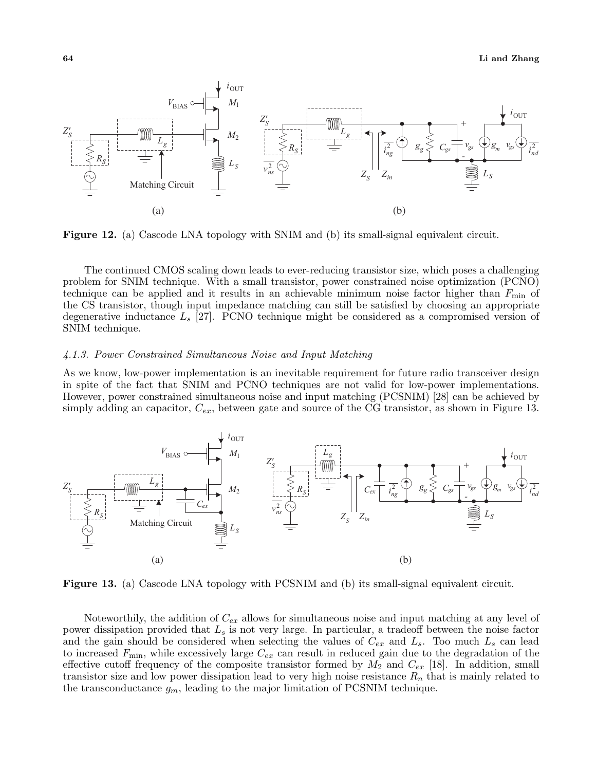**Figure 12.** (a) Cascode LNA topology with SNIM and (b) its small-signal equivalent circuit.

The continued CMOS scaling down leads to ever-reducing transistor size, which poses a challenging problem for SNIM technique. With a small transistor, power constrained noise optimization (PCNO) technique can be applied and it results in an achievable minimum noise factor higher than $F_{\min}$ of the CS transistor, though input impedance matching can still be satisfied by choosing an appropriate degenerative inductance $L_s$ [27]. PCNO technique might be considered as a compromised version of SNIM technique.

#### *4.1.3. Power Constrained Simultaneous Noise and Input Matching*

As we know, low-power implementation is an inevitable requirement for future radio transceiver design in spite of the fact that SNIM and PCNO techniques are not valid for low-power implementations. However, power constrained simultaneous noise and input matching (PCSNIM) [28] can be achieved by simply adding an capacitor, $C_{ex}$, between gate and source of the CG transistor, as shown in Figure 13.

**Figure 13.** (a) Cascode LNA topology with PCSNIM and (b) its small-signal equivalent circuit.

Noteworthily, the addition of $C_{ex}$ allows for simultaneous noise and input matching at any level of power dissipation provided that $L_s$ is not very large. In particular, a tradeoff between the noise factor and the gain should be considered when selecting the values of $C_{ex}$ and $L_s$. Too much $L_s$ can lead to increased $F_{\min}$, while excessively large $C_{ex}$ can result in reduced gain due to the degradation of the effective cutoff frequency of the composite transistor formed by $M_2$ and $C_{ex}$ [18]. In addition, small transistor size and low power dissipation lead to very high noise resistance $R_n$ that is mainly related to the transconductance $g_m$, leading to the major limitation of PCSNIM technique.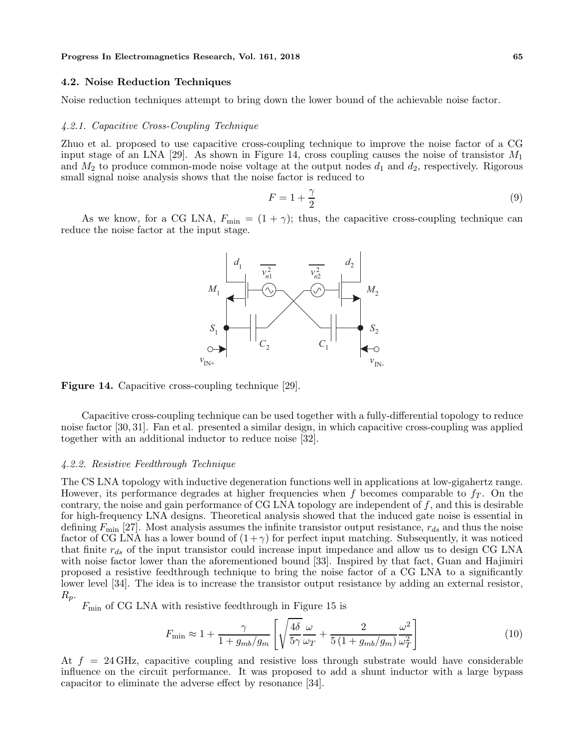### 4.2. Noise Reduction Techniques

Noise reduction techniques attempt to bring down the lower bound of the achievable noise factor.

#### *4.2.1. Capacitive Cross-Coupling Technique*

Zhuo et al. proposed to use capacitive cross-coupling technique to improve the noise factor of a CG input stage of an LNA [29]. As shown in Figure 14, cross coupling causes the noise of transistor $M_1$ and $M_2$ to produce common-mode noise voltage at the output nodes $d_1$ and $d_2$, respectively. Rigorous small signal noise analysis shows that the noise factor is reduced to

$$F = 1 + \frac{\gamma}{2} \tag{9}$$

As we know, for a CG LNA, $F_{\min} = (1 + \gamma)$; thus, the capacitive cross-coupling technique can reduce the noise factor at the input stage.

**Figure 14.** Capacitive cross-coupling technique [29].

Capacitive cross-coupling technique can be used together with a fully-differential topology to reduce noise factor [30, 31]. Fan et al. presented a similar design, in which capacitive cross-coupling was applied together with an additional inductor to reduce noise [32].

#### *4.2.2. Resistive Feedthrough Technique*

The CS LNA topology with inductive degeneration functions well in applications at low-gigahertz range. However, its performance degrades at higher frequencies when $f$ becomes comparable to $f_T$. On the contrary, the noise and gain performance of CG LNA topology are independent of $f$, and this is desirable for high-frequency LNA designs. Theoretical analysis showed that the induced gate noise is essential in defining $F_{\min}$ [27]. Most analysis assumes the infinite transistor output resistance, $r_{ds}$ and thus the noise factor of CG LNA has a lower bound of $(1+\gamma)$ for perfect input matching. Subsequently, it was noticed that finite $r_{ds}$ of the input transistor could increase input impedance and allow us to design CG LNA with noise factor lower than the aforementioned bound [33]. Inspired by that fact, Guan and Hajimiri proposed a resistive feedthrough technique to bring the noise factor of a CG LNA to a significantly lower level [34]. The idea is to increase the transistor output resistance by adding an external resistor, $R_p$.

$F_{\min}$ of CG LNA with resistive feedthrough in Figure 15 is

$$F_{\min} \approx 1 + \frac{\gamma}{1 + g_{mb}/g_m} \left[ \sqrt{\frac{4\delta}{5\gamma}} \frac{\omega}{\omega_T} + \frac{2}{5\,(1 + g_{mb}/g_m)} \frac{\omega^2}{\omega_T^2} \right] \tag{10}$$

At $f = 24\,\text{GHz}$, capacitive coupling and resistive loss through substrate would have considerable influence on the circuit performance. It was proposed to add a shunt inductor with a large bypass capacitor to eliminate the adverse effect by resonance [34].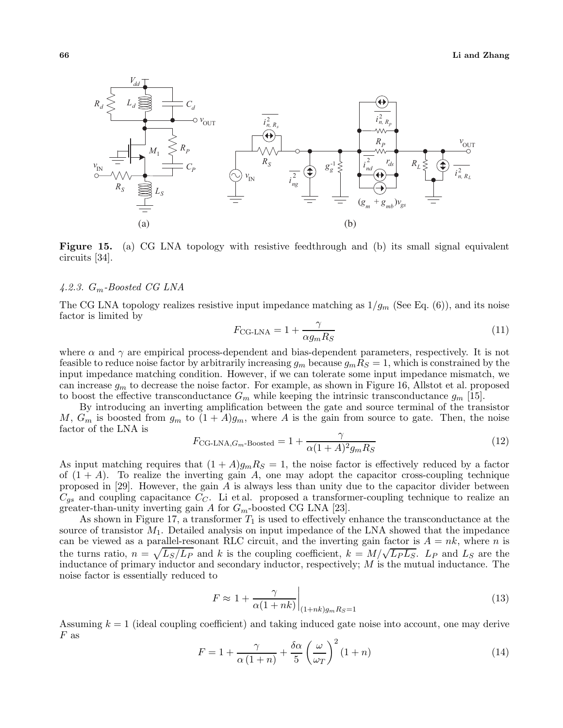**Figure 15.** (a) CG LNA topology with resistive feedthrough and (b) its small signal equivalent circuits [34].

#### 4.2.3. $G_m$-Boosted CG LNA

The CG LNA topology realizes resistive input impedance matching as $1/g_m$ (See Eq. (6)), and its noise factor is limited by

$$F_{\text{CG-LNA}} = 1 + \frac{\gamma}{\alpha g_m R_S} \tag{11}$$

where $\alpha$ and $\gamma$ are empirical process-dependent and bias-dependent parameters, respectively. It is not feasible to reduce noise factor by arbitrarily increasing $g_m$ because $g_m R_S = 1$, which is constrained by the input impedance matching condition. However, if we can tolerate some input impedance mismatch, we can increase $g_m$ to decrease the noise factor. For example, as shown in Figure 16, Allstot et al. proposed to boost the effective transconductance $G_m$ while keeping the intrinsic transconductance $g_m$ [15].

By introducing an inverting amplification between the gate and source terminal of the transistor $M$, $G_m$ is boosted from $g_m$ to $(1 + A)g_m$, where $A$ is the gain from source to gate. Then, the noise factor of the LNA is

$$F_{\text{CG-LNA},G_m\text{-Boosted}} = 1 + \frac{\gamma}{\alpha(1 + A)^2 g_m R_S} \tag{12}$$

As input matching requires that $(1 + A)g_m R_S = 1$, the noise factor is effectively reduced by a factor of $(1 + A)$. To realize the inverting gain $A$, one may adopt the capacitor cross-coupling technique proposed in [29]. However, the gain $A$ is always less than unity due to the capacitor divider between $C_{gs}$ and coupling capacitance $C_C$. Li et al. proposed a transformer-coupling technique to realize an greater-than-unity inverting gain $A$ for $G_m$-boosted CG LNA [23].

As shown in Figure 17, a transformer $T_1$ is used to effectively enhance the transconductance at the source of transistor $M_1$. Detailed analysis on input impedance of the LNA showed that the impedance can be viewed as a parallel-resonant RLC circuit, and the inverting gain factor is $A = nk$, where $n$ is the turns ratio, $n = \sqrt{L_S/L_P}$ and $k$ is the coupling coefficient, $k = M/\sqrt{L_P L_S}$. $L_P$ and $L_S$ are the inductance of primary inductor and secondary inductor, respectively; $M$ is the mutual inductance. The noise factor is essentially reduced to

$$F \approx 1 + \left.\frac{\gamma}{\alpha(1 + nk)}\right|_{(1+nk)g_m R_S = 1} \tag{13}$$

Assuming $k = 1$ (ideal coupling coefficient) and taking induced gate noise into account, one may derive $F$ as

$$F = 1 + \frac{\gamma}{\alpha\,(1 + n)} + \frac{\delta\alpha}{5}\left(\frac{\omega}{\omega_T}\right)^2 (1 + n) \tag{14}$$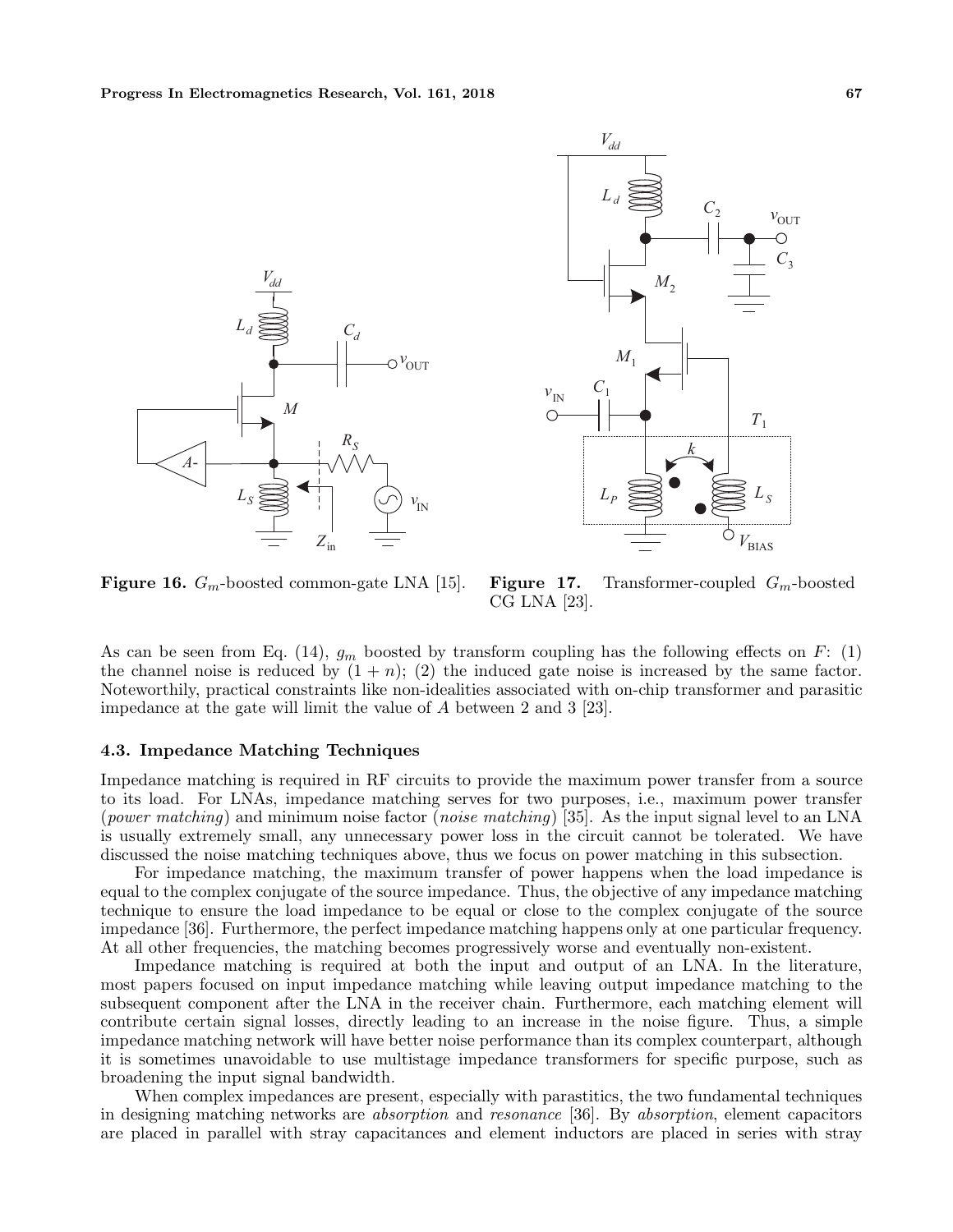**Figure 16.** $G_m$-boosted common-gate LNA [15].

**Figure 17.** Transformer-coupled $G_m$-boosted CG LNA [23].

As can be seen from Eq. (14), $g_m$ boosted by transform coupling has the following effects on $F$: (1) the channel noise is reduced by $(1 + n)$; (2) the induced gate noise is increased by the same factor. Noteworthily, practical constraints like non-idealities associated with on-chip transformer and parasitic impedance at the gate will limit the value of $A$ between 2 and 3 [23].

### 4.3. Impedance Matching Techniques

Impedance matching is required in RF circuits to provide the maximum power transfer from a source to its load. For LNAs, impedance matching serves for two purposes, i.e., maximum power transfer (*power matching*) and minimum noise factor (*noise matching*) [35]. As the input signal level to an LNA is usually extremely small, any unnecessary power loss in the circuit cannot be tolerated. We have discussed the noise matching techniques above, thus we focus on power matching in this subsection.

For impedance matching, the maximum transfer of power happens when the load impedance is equal to the complex conjugate of the source impedance. Thus, the objective of any impedance matching technique to ensure the load impedance to be equal or close to the complex conjugate of the source impedance [36]. Furthermore, the perfect impedance matching happens only at one particular frequency. At all other frequencies, the matching becomes progressively worse and eventually non-existent.

Impedance matching is required at both the input and output of an LNA. In the literature, most papers focused on input impedance matching while leaving output impedance matching to the subsequent component after the LNA in the receiver chain. Furthermore, each matching element will contribute certain signal losses, directly leading to an increase in the noise figure. Thus, a simple impedance matching network will have better noise performance than its complex counterpart, although it is sometimes unavoidable to use multistage impedance transformers for specific purpose, such as broadening the input signal bandwidth.

When complex impedances are present, especially with parastitics, the two fundamental techniques in designing matching networks are *absorption* and *resonance* [36]. By *absorption*, element capacitors are placed in parallel with stray capacitances and element inductors are placed in series with stray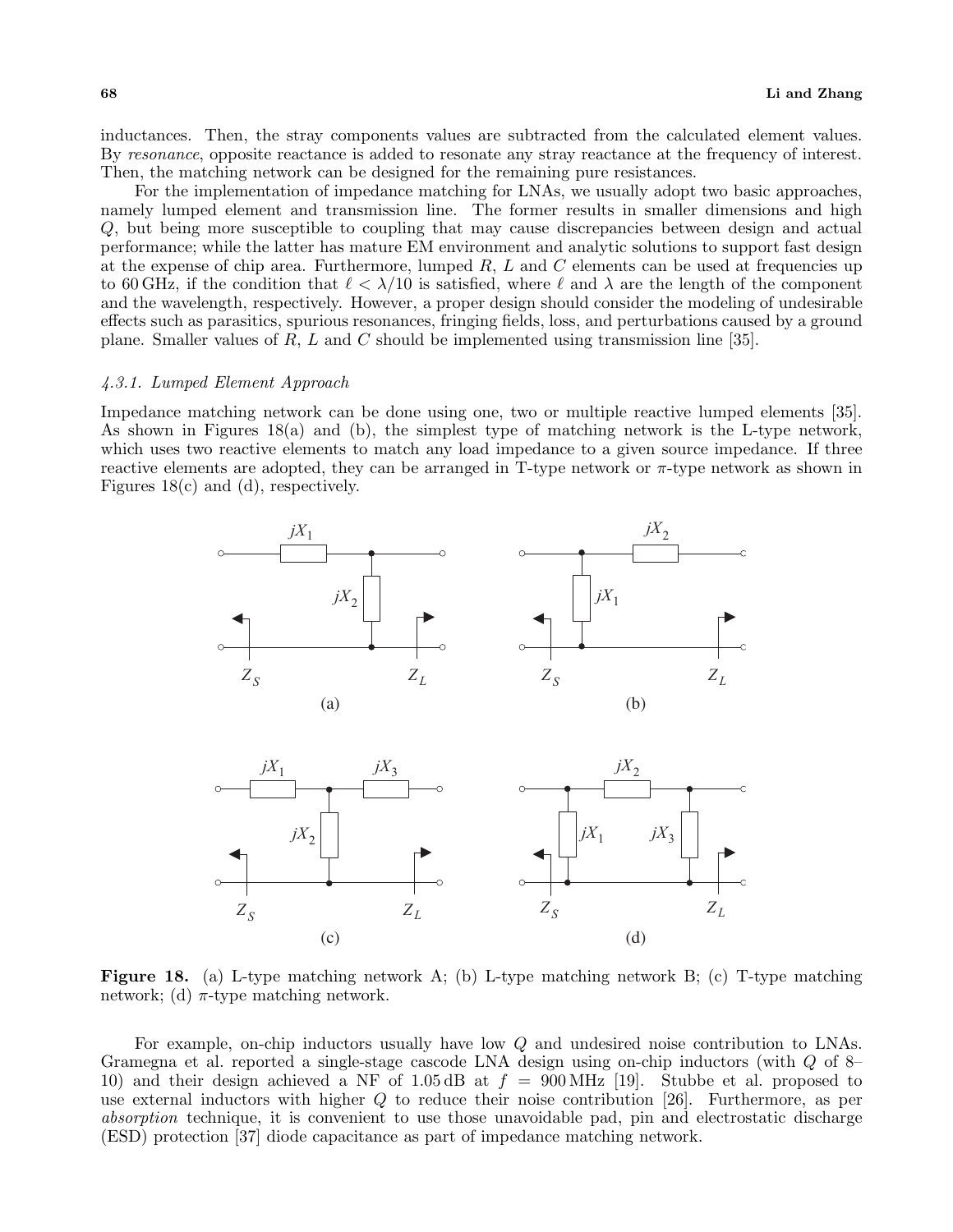inductances. Then, the stray components values are subtracted from the calculated element values. By *resonance*, opposite reactance is added to resonate any stray reactance at the frequency of interest. Then, the matching network can be designed for the remaining pure resistances.

For the implementation of impedance matching for LNAs, we usually adopt two basic approaches, namely lumped element and transmission line. The former results in smaller dimensions and high $Q$, but being more susceptible to coupling that may cause discrepancies between design and actual performance; while the latter has mature EM environment and analytic solutions to support fast design at the expense of chip area. Furthermore, lumped $R$, $L$ and $C$ elements can be used at frequencies up to 60 GHz, if the condition that $\ell < \lambda/10$ is satisfied, where $\ell$ and $\lambda$ are the length of the component and the wavelength, respectively. However, a proper design should consider the modeling of undesirable effects such as parasitics, spurious resonances, fringing fields, loss, and perturbations caused by a ground plane. Smaller values of $R$, $L$ and $C$ should be implemented using transmission line [35].

#### *4.3.1. Lumped Element Approach*

Impedance matching network can be done using one, two or multiple reactive lumped elements [35]. As shown in Figures 18(a) and (b), the simplest type of matching network is the L-type network, which uses two reactive elements to match any load impedance to a given source impedance. If three reactive elements are adopted, they can be arranged in T-type network or $\pi$-type network as shown in Figures 18(c) and (d), respectively.

**Figure 18.** (a) L-type matching network A; (b) L-type matching network B; (c) T-type matching network; (d) $\pi$-type matching network.

For example, on-chip inductors usually have low $Q$ and undesired noise contribution to LNAs. Gramegna et al. reported a single-stage cascode LNA design using on-chip inductors (with $Q$ of 8–10) and their design achieved a NF of 1.05 dB at $f = 900$ MHz [19]. Stubbe et al. proposed to use external inductors with higher $Q$ to reduce their noise contribution [26]. Furthermore, as per *absorption* technique, it is convenient to use those unavoidable pad, pin and electrostatic discharge (ESD) protection [37] diode capacitance as part of impedance matching network.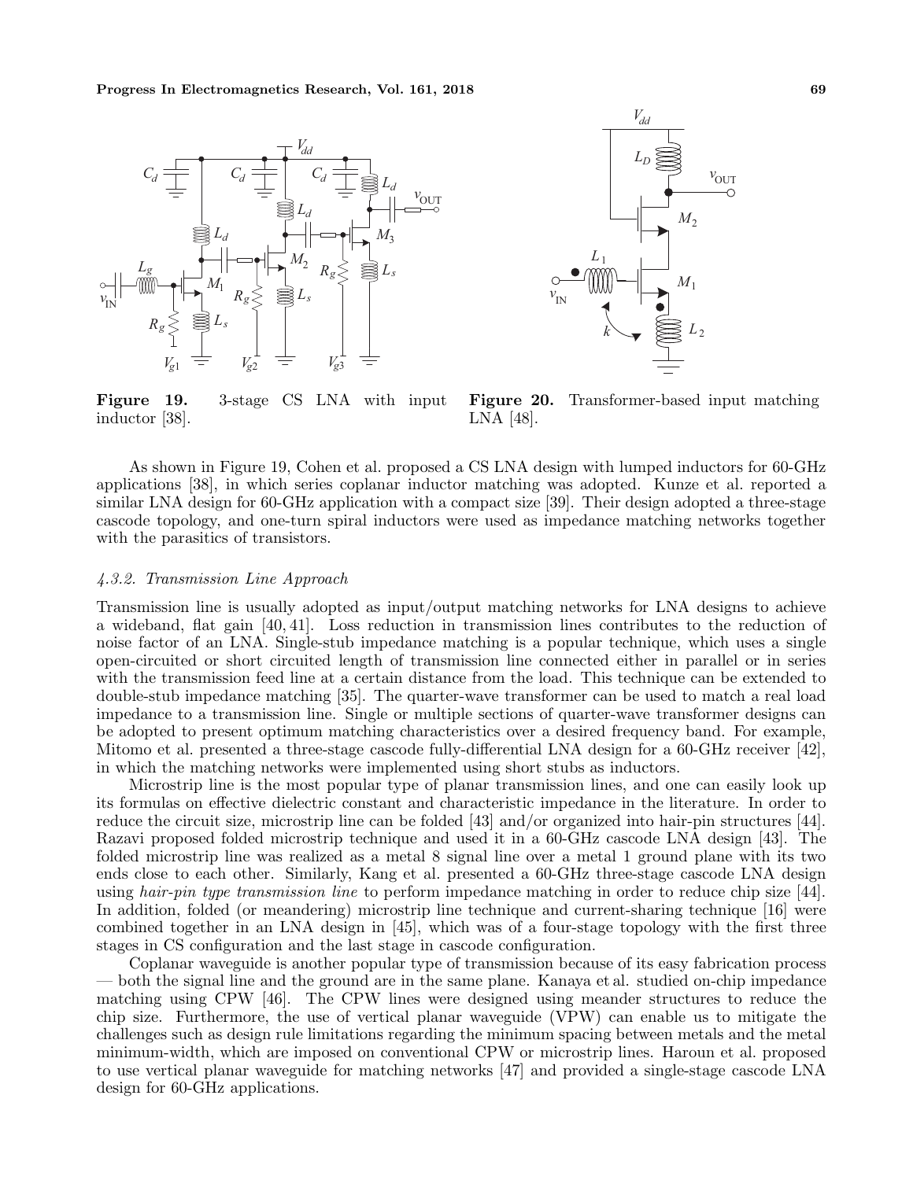**Figure 19.** 3-stage CS LNA with input inductor [38].

**Figure 20.** Transformer-based input matching LNA [48].

As shown in Figure 19, Cohen et al. proposed a CS LNA design with lumped inductors for 60-GHz applications [38], in which series coplanar inductor matching was adopted. Kunze et al. reported a similar LNA design for 60-GHz application with a compact size [39]. Their design adopted a three-stage cascode topology, and one-turn spiral inductors were used as impedance matching networks together with the parasitics of transistors.

#### *4.3.2. Transmission Line Approach*

Transmission line is usually adopted as input/output matching networks for LNA designs to achieve a wideband, flat gain [40, 41]. Loss reduction in transmission lines contributes to the reduction of noise factor of an LNA. Single-stub impedance matching is a popular technique, which uses a single open-circuited or short circuited length of transmission line connected either in parallel or in series with the transmission feed line at a certain distance from the load. This technique can be extended to double-stub impedance matching [35]. The quarter-wave transformer can be used to match a real load impedance to a transmission line. Single or multiple sections of quarter-wave transformer designs can be adopted to present optimum matching characteristics over a desired frequency band. For example, Mitomo et al. presented a three-stage cascode fully-differential LNA design for a 60-GHz receiver [42], in which the matching networks were implemented using short stubs as inductors.

Microstrip line is the most popular type of planar transmission lines, and one can easily look up its formulas on effective dielectric constant and characteristic impedance in the literature. In order to reduce the circuit size, microstrip line can be folded [43] and/or organized into hair-pin structures [44]. Razavi proposed folded microstrip technique and used it in a 60-GHz cascode LNA design [43]. The folded microstrip line was realized as a metal 8 signal line over a metal 1 ground plane with its two ends close to each other. Similarly, Kang et al. presented a 60-GHz three-stage cascode LNA design using *hair-pin type transmission line* to perform impedance matching in order to reduce chip size [44]. In addition, folded (or meandering) microstrip line technique and current-sharing technique [16] were combined together in an LNA design in [45], which was of a four-stage topology with the first three stages in CS configuration and the last stage in cascode configuration.

Coplanar waveguide is another popular type of transmission because of its easy fabrication process — both the signal line and the ground are in the same plane. Kanaya et al. studied on-chip impedance matching using CPW [46]. The CPW lines were designed using meander structures to reduce the chip size. Furthermore, the use of vertical planar waveguide (VPW) can enable us to mitigate the challenges such as design rule limitations regarding the minimum spacing between metals and the metal minimum-width, which are imposed on conventional CPW or microstrip lines. Haroun et al. proposed to use vertical planar waveguide for matching networks [47] and provided a single-stage cascode LNA design for 60-GHz applications.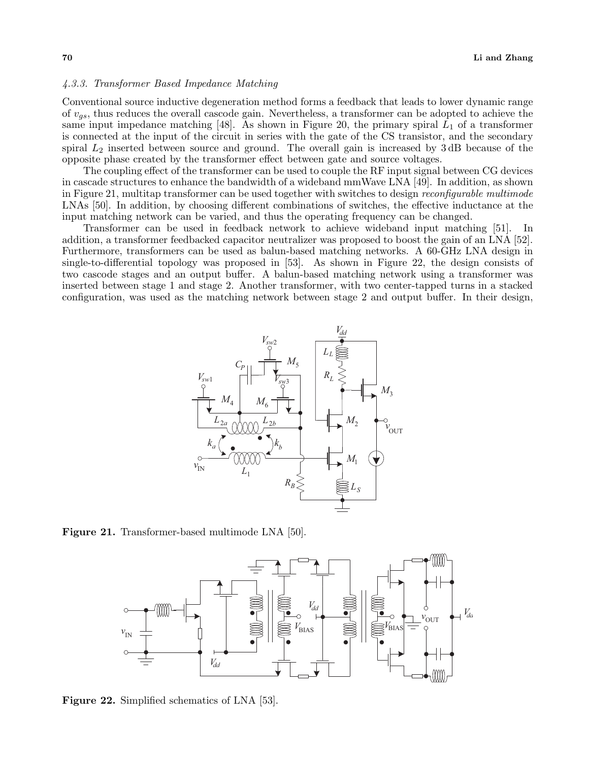*4.3.3. Transformer Based Impedance Matching*

Conventional source inductive degeneration method forms a feedback that leads to lower dynamic range of $v_{gs}$, thus reduces the overall cascode gain. Nevertheless, a transformer can be adopted to achieve the same input impedance matching [48]. As shown in Figure 20, the primary spiral $L_1$ of a transformer is connected at the input of the circuit in series with the gate of the CS transistor, and the secondary spiral $L_2$ inserted between source and ground. The overall gain is increased by 3 dB because of the opposite phase created by the transformer effect between gate and source voltages.

The coupling effect of the transformer can be used to couple the RF input signal between CG devices in cascade structures to enhance the bandwidth of a wideband mmWave LNA [49]. In addition, as shown in Figure 21, multitap transformer can be used together with switches to design *reconfigurable multimode* LNAs [50]. In addition, by choosing different combinations of switches, the effective inductance at the input matching network can be varied, and thus the operating frequency can be changed.

Transformer can be used in feedback network to achieve wideband input matching [51]. In addition, a transformer feedbacked capacitor neutralizer was proposed to boost the gain of an LNA [52]. Furthermore, transformers can be used as balun-based matching networks. A 60-GHz LNA design in single-to-differential topology was proposed in [53]. As shown in Figure 22, the design consists of two cascode stages and an output buffer. A balun-based matching network using a transformer was inserted between stage 1 and stage 2. Another transformer, with two center-tapped turns in a stacked configuration, was used as the matching network between stage 2 and output buffer. In their design,

**Figure 21.** Transformer-based multimode LNA [50].

**Figure 22.** Simplified schematics of LNA [53].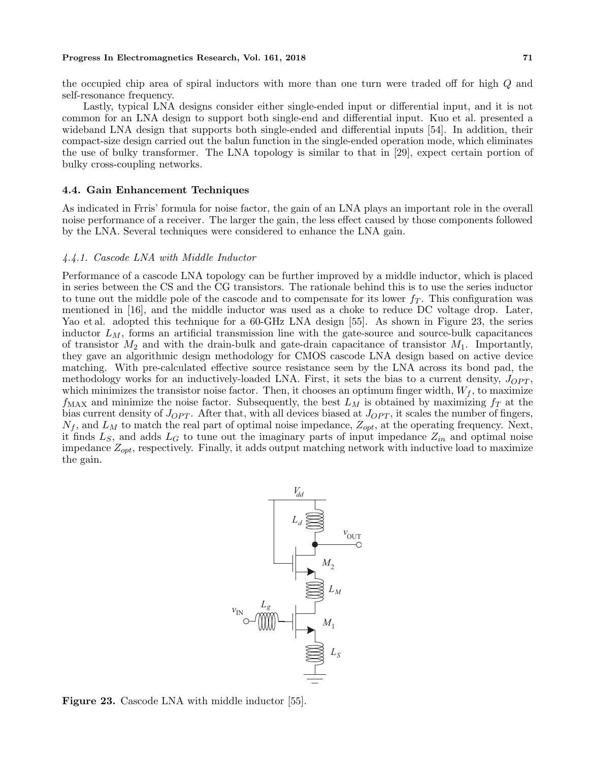the occupied chip area of spiral inductors with more than one turn were traded off for high $Q$ and self-resonance frequency.

Lastly, typical LNA designs consider either single-ended input or differential input, and it is not common for an LNA design to support both single-end and differential input. Kuo et al. presented a wideband LNA design that supports both single-ended and differential inputs [54]. In addition, their compact-size design carried out the balun function in the single-ended operation mode, which eliminates the use of bulky transformer. The LNA topology is similar to that in [29], expect certain portion of bulky cross-coupling networks.

### 4.4. Gain Enhancement Techniques

As indicated in Frris' formula for noise factor, the gain of an LNA plays an important role in the overall noise performance of a receiver. The larger the gain, the less effect caused by those components followed by the LNA. Several techniques were considered to enhance the LNA gain.

#### *4.4.1. Cascode LNA with Middle Inductor*

Performance of a cascode LNA topology can be further improved by a middle inductor, which is placed in series between the CS and the CG transistors. The rationale behind this is to use the series inductor to tune out the middle pole of the cascode and to compensate for its lower $f_T$. This configuration was mentioned in [16], and the middle inductor was used as a choke to reduce DC voltage drop. Later, Yao et al. adopted this technique for a 60-GHz LNA design [55]. As shown in Figure 23, the series inductor $L_M$, forms an artificial transmission line with the gate-source and source-bulk capacitances of transistor $M_2$ and with the drain-bulk and gate-drain capacitance of transistor $M_1$. Importantly, they gave an algorithmic design methodology for CMOS cascode LNA design based on active device matching. With pre-calculated effective source resistance seen by the LNA across its bond pad, the methodology works for an inductively-loaded LNA. First, it sets the bias to a current density, $J_{OPT}$, which minimizes the transistor noise factor. Then, it chooses an optimum finger width, $W_f$, to maximize $f_{\text{MAX}}$ and minimize the noise factor. Subsequently, the best $L_M$ is obtained by maximizing $f_T$ at the bias current density of $J_{OPT}$. After that, with all devices biased at $J_{OPT}$, it scales the number of fingers, $N_f$, and $L_M$ to match the real part of optimal noise impedance, $Z_{opt}$, at the operating frequency. Next, it finds $L_S$, and adds $L_G$ to tune out the imaginary parts of input impedance $Z_{in}$ and optimal noise impedance $Z_{opt}$, respectively. Finally, it adds output matching network with inductive load to maximize the gain.

**Figure 23.** Cascode LNA with middle inductor [55].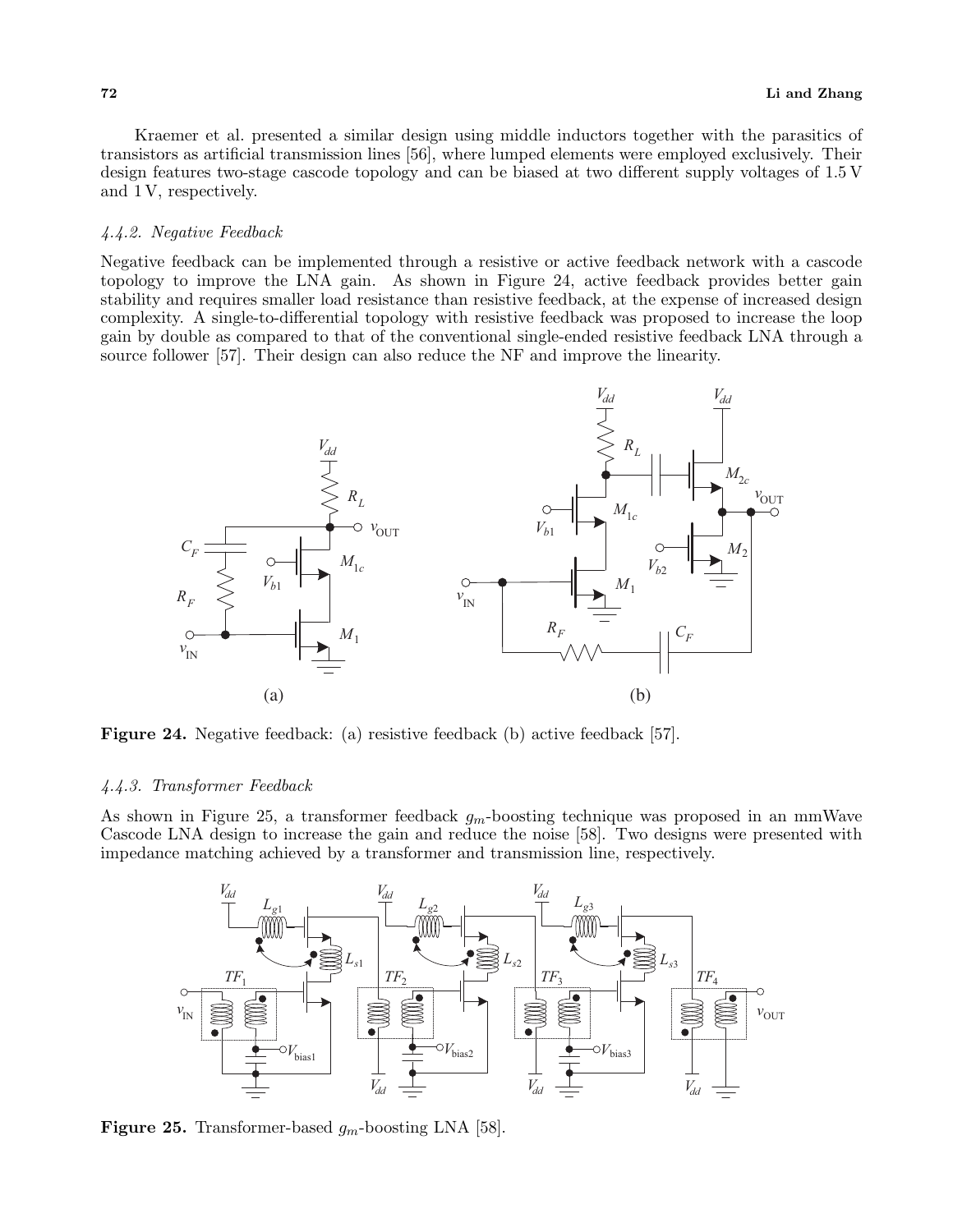Kraemer et al. presented a similar design using middle inductors together with the parasitics of transistors as artificial transmission lines [56], where lumped elements were employed exclusively. Their design features two-stage cascode topology and can be biased at two different supply voltages of 1.5 V and 1 V, respectively.

#### *4.4.2. Negative Feedback*

Negative feedback can be implemented through a resistive or active feedback network with a cascode topology to improve the LNA gain. As shown in Figure 24, active feedback provides better gain stability and requires smaller load resistance than resistive feedback, at the expense of increased design complexity. A single-to-differential topology with resistive feedback was proposed to increase the loop gain by double as compared to that of the conventional single-ended resistive feedback LNA through a source follower [57]. Their design can also reduce the NF and improve the linearity.

**Figure 24.** Negative feedback: (a) resistive feedback (b) active feedback [57].

#### *4.4.3. Transformer Feedback*

As shown in Figure 25, a transformer feedback $g_m$-boosting technique was proposed in an mmWave Cascode LNA design to increase the gain and reduce the noise [58]. Two designs were presented with impedance matching achieved by a transformer and transmission line, respectively.

**Figure 25.** Transformer-based $g_m$-boosting LNA [58].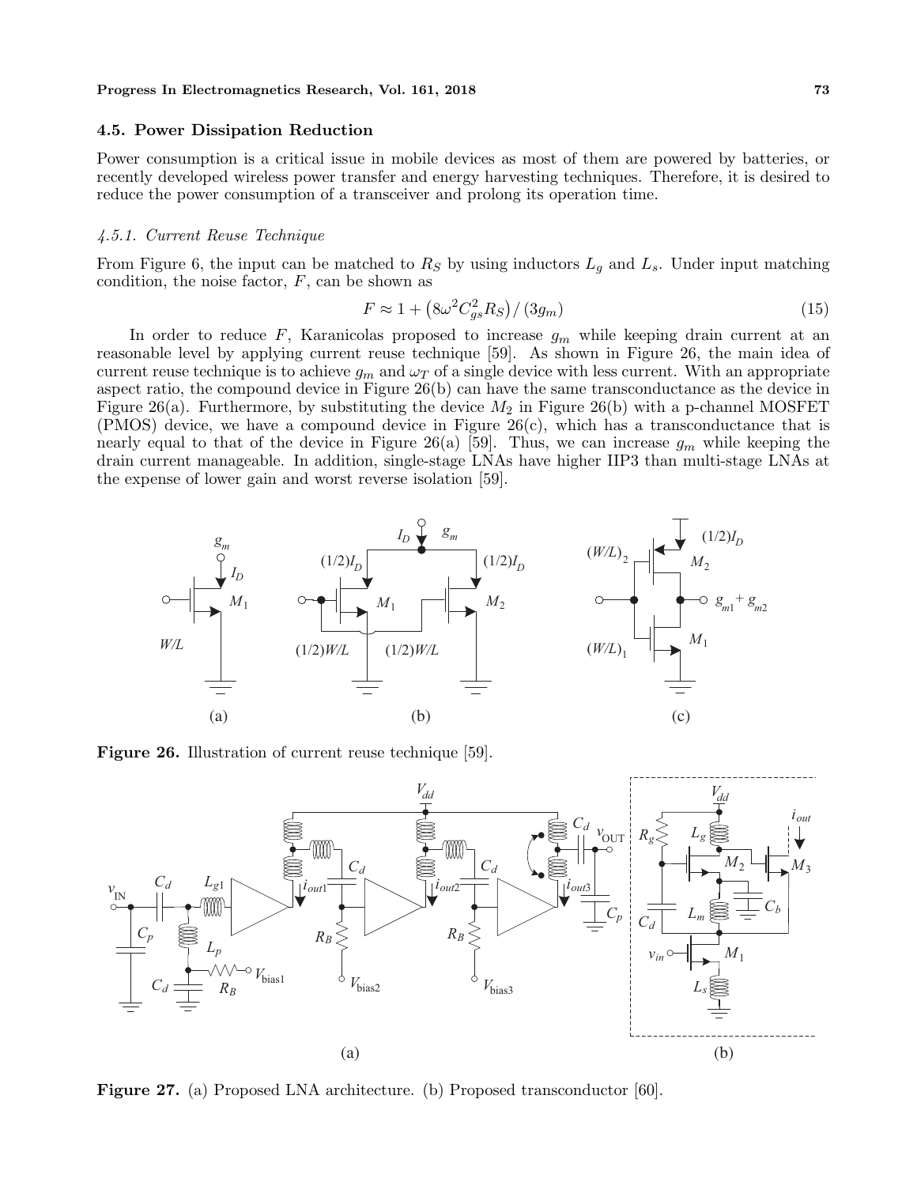### 4.5. Power Dissipation Reduction

Power consumption is a critical issue in mobile devices as most of them are powered by batteries, or recently developed wireless power transfer and energy harvesting techniques. Therefore, it is desired to reduce the power consumption of a transceiver and prolong its operation time.

#### *4.5.1. Current Reuse Technique*

From Figure 6, the input can be matched to $R_S$ by using inductors $L_g$ and $L_s$. Under input matching condition, the noise factor, $F$, can be shown as

$$F \approx 1 + \left(8\omega^2 C_{gs}^2 R_S\right) / (3g_m) \tag{15}$$

In order to reduce $F$, Karanicolas proposed to increase $g_m$ while keeping drain current at an reasonable level by applying current reuse technique [59]. As shown in Figure 26, the main idea of current reuse technique is to achieve $g_m$ and $\omega_T$ of a single device with less current. With an appropriate aspect ratio, the compound device in Figure 26(b) can have the same transconductance as the device in Figure 26(a). Furthermore, by substituting the device $M_2$ in Figure 26(b) with a p-channel MOSFET (PMOS) device, we have a compound device in Figure 26(c), which has a transconductance that is nearly equal to that of the device in Figure 26(a) [59]. Thus, we can increase $g_m$ while keeping the drain current manageable. In addition, single-stage LNAs have higher IIP3 than multi-stage LNAs at the expense of lower gain and worst reverse isolation [59].

**Figure 26.** Illustration of current reuse technique [59].

**Figure 27.** (a) Proposed LNA architecture. (b) Proposed transconductor [60].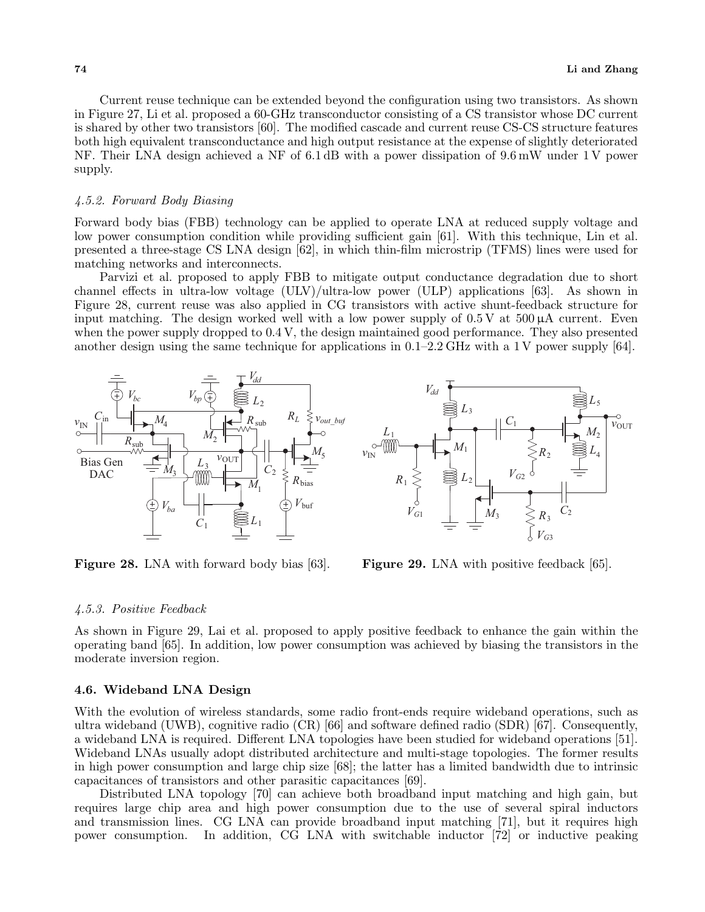Current reuse technique can be extended beyond the configuration using two transistors. As shown in Figure 27, Li et al. proposed a 60-GHz transconductor consisting of a CS transistor whose DC current is shared by other two transistors [60]. The modified cascade and current reuse CS-CS structure features both high equivalent transconductance and high output resistance at the expense of slightly deteriorated NF. Their LNA design achieved a NF of 6.1 dB with a power dissipation of 9.6 mW under 1 V power supply.

### *4.5.2. Forward Body Biasing*

Forward body bias (FBB) technology can be applied to operate LNA at reduced supply voltage and low power consumption condition while providing sufficient gain [61]. With this technique, Lin et al. presented a three-stage CS LNA design [62], in which thin-film microstrip (TFMS) lines were used for matching networks and interconnects.

Parvizi et al. proposed to apply FBB to mitigate output conductance degradation due to short channel effects in ultra-low voltage (ULV)/ultra-low power (ULP) applications [63]. As shown in Figure 28, current reuse was also applied in CG transistors with active shunt-feedback structure for input matching. The design worked well with a low power supply of 0.5 V at 500 μA current. Even when the power supply dropped to 0.4 V, the design maintained good performance. They also presented another design using the same technique for applications in 0.1–2.2 GHz with a 1 V power supply [64].

**Figure 28.** LNA with forward body bias [63].

**Figure 29.** LNA with positive feedback [65].

### *4.5.3. Positive Feedback*

As shown in Figure 29, Lai et al. proposed to apply positive feedback to enhance the gain within the operating band [65]. In addition, low power consumption was achieved by biasing the transistors in the moderate inversion region.

## 4.6. Wideband LNA Design

With the evolution of wireless standards, some radio front-ends require wideband operations, such as ultra wideband (UWB), cognitive radio (CR) [66] and software defined radio (SDR) [67]. Consequently, a wideband LNA is required. Different LNA topologies have been studied for wideband operations [51]. Wideband LNAs usually adopt distributed architecture and multi-stage topologies. The former results in high power consumption and large chip size [68]; the latter has a limited bandwidth due to intrinsic capacitances of transistors and other parasitic capacitances [69].

Distributed LNA topology [70] can achieve both broadband input matching and high gain, but requires large chip area and high power consumption due to the use of several spiral inductors and transmission lines. CG LNA can provide broadband input matching [71], but it requires high power consumption. In addition, CG LNA with switchable inductor [72] or inductive peaking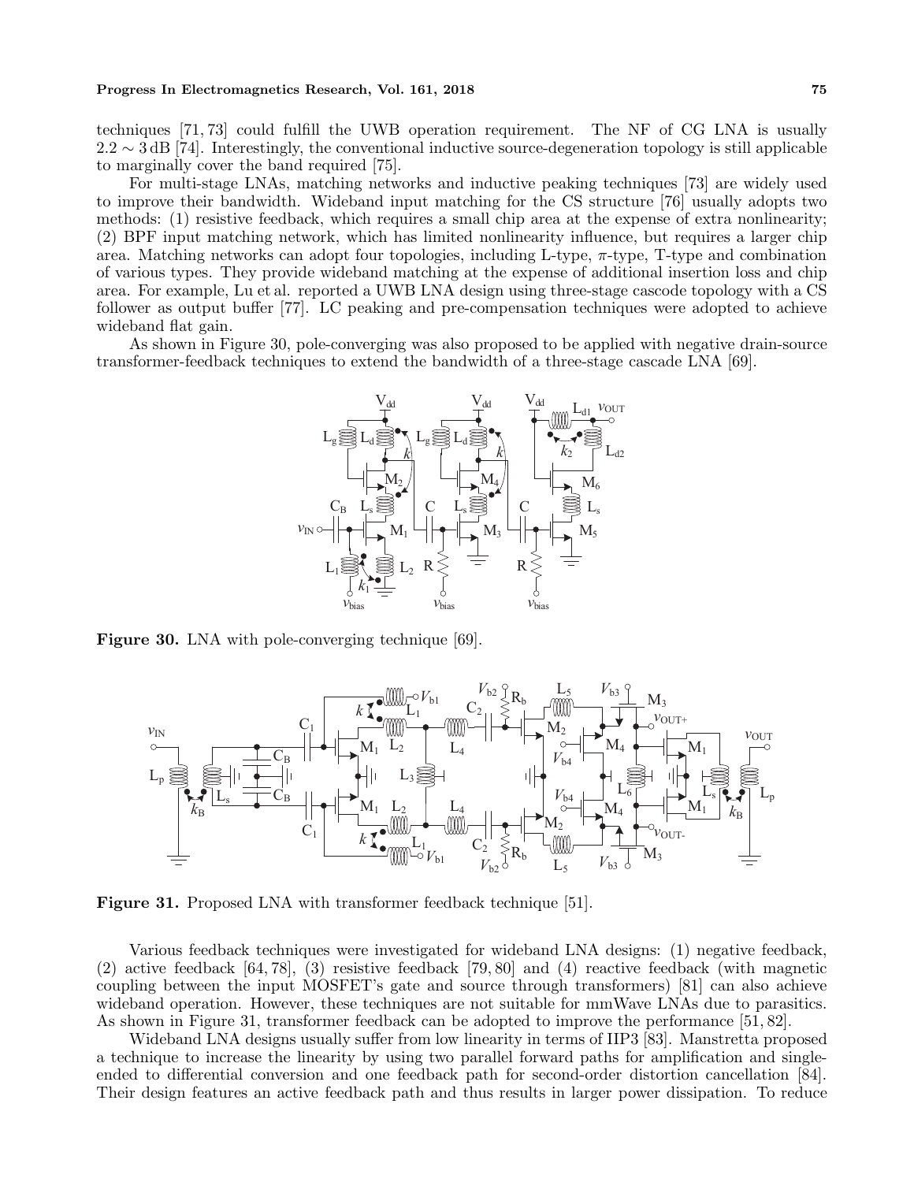techniques [71, 73] could fulfill the UWB operation requirement. The NF of CG LNA is usually $2.2 \sim 3$ dB [74]. Interestingly, the conventional inductive source-degeneration topology is still applicable to marginally cover the band required [75].

For multi-stage LNAs, matching networks and inductive peaking techniques [73] are widely used to improve their bandwidth. Wideband input matching for the CS structure [76] usually adopts two methods: (1) resistive feedback, which requires a small chip area at the expense of extra nonlinearity; (2) BPF input matching network, which has limited nonlinearity influence, but requires a larger chip area. Matching networks can adopt four topologies, including L-type, $\pi$-type, T-type and combination of various types. They provide wideband matching at the expense of additional insertion loss and chip area. For example, Lu et al. reported a UWB LNA design using three-stage cascode topology with a CS follower as output buffer [77]. LC peaking and pre-compensation techniques were adopted to achieve wideband flat gain.

As shown in Figure 30, pole-converging was also proposed to be applied with negative drain-source transformer-feedback techniques to extend the bandwidth of a three-stage cascade LNA [69].

**Figure 30.** LNA with pole-converging technique [69].

**Figure 31.** Proposed LNA with transformer feedback technique [51].

Various feedback techniques were investigated for wideband LNA designs: (1) negative feedback, (2) active feedback [64, 78], (3) resistive feedback [79, 80] and (4) reactive feedback (with magnetic coupling between the input MOSFET's gate and source through transformers) [81] can also achieve wideband operation. However, these techniques are not suitable for mmWave LNAs due to parasitics. As shown in Figure 31, transformer feedback can be adopted to improve the performance [51, 82].

Wideband LNA designs usually suffer from low linearity in terms of IIP3 [83]. Manstretta proposed a technique to increase the linearity by using two parallel forward paths for amplification and single-ended to differential conversion and one feedback path for second-order distortion cancellation [84]. Their design features an active feedback path and thus results in larger power dissipation. To reduce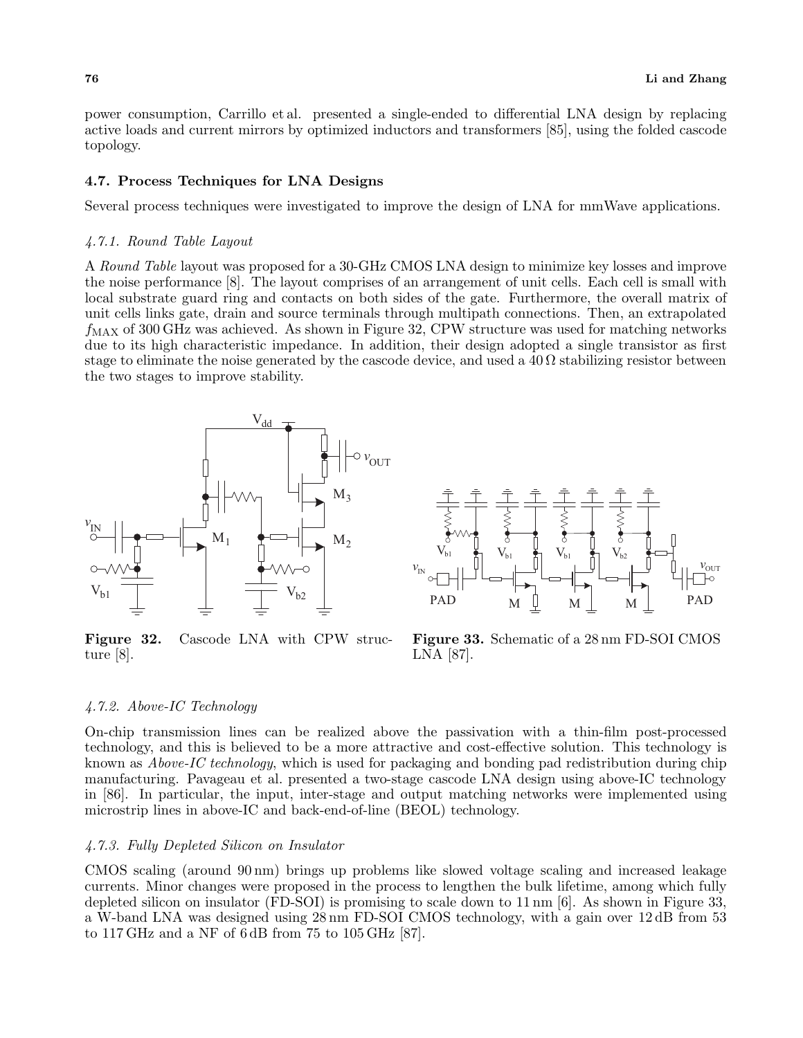power consumption, Carrillo et al. presented a single-ended to differential LNA design by replacing active loads and current mirrors by optimized inductors and transformers [85], using the folded cascode topology.

### 4.7. Process Techniques for LNA Designs

Several process techniques were investigated to improve the design of LNA for mmWave applications.

#### *4.7.1. Round Table Layout*

A *Round Table* layout was proposed for a 30-GHz CMOS LNA design to minimize key losses and improve the noise performance [8]. The layout comprises of an arrangement of unit cells. Each cell is small with local substrate guard ring and contacts on both sides of the gate. Furthermore, the overall matrix of unit cells links gate, drain and source terminals through multipath connections. Then, an extrapolated $f_{\mathrm{MAX}}$ of 300 GHz was achieved. As shown in Figure 32, CPW structure was used for matching networks due to its high characteristic impedance. In addition, their design adopted a single transistor as first stage to eliminate the noise generated by the cascode device, and used a 40 Ω stabilizing resistor between the two stages to improve stability.

**Figure 32.** Cascode LNA with CPW structure [8].

**Figure 33.** Schematic of a 28 nm FD-SOI CMOS LNA [87].

#### *4.7.2. Above-IC Technology*

On-chip transmission lines can be realized above the passivation with a thin-film post-processed technology, and this is believed to be a more attractive and cost-effective solution. This technology is known as *Above-IC technology*, which is used for packaging and bonding pad redistribution during chip manufacturing. Pavageau et al. presented a two-stage cascode LNA design using above-IC technology in [86]. In particular, the input, inter-stage and output matching networks were implemented using microstrip lines in above-IC and back-end-of-line (BEOL) technology.

#### *4.7.3. Fully Depleted Silicon on Insulator*

CMOS scaling (around 90 nm) brings up problems like slowed voltage scaling and increased leakage currents. Minor changes were proposed in the process to lengthen the bulk lifetime, among which fully depleted silicon on insulator (FD-SOI) is promising to scale down to 11 nm [6]. As shown in Figure 33, a W-band LNA was designed using 28 nm FD-SOI CMOS technology, with a gain over 12 dB from 53 to 117 GHz and a NF of 6 dB from 75 to 105 GHz [87].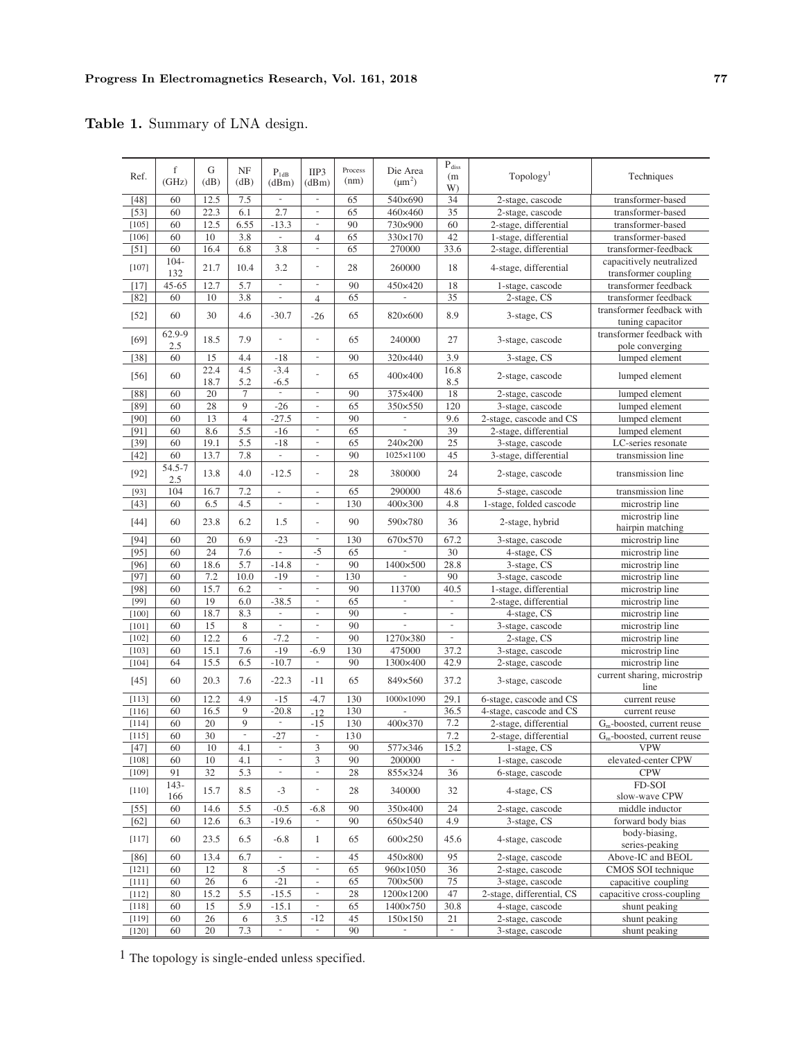**Table 1.** Summary of LNA design.

| Ref. | f (GHz) | G (dB) | NF (dB) | $P_{1dB}$ (dBm) | IIP3 (dBm) | Process (nm) | Die Area ($\mu m^2$) | $P_{diss}$ (mW) | Topology[1] | Techniques |
|---|---|---|---|---|---|---|---|---|---|---|
| [48] | 60 | 12.5 | 7.5 | - | - | 65 | 540×690 | 34 | 2-stage, cascode | transformer-based |
| [53] | 60 | 22.3 | 6.1 | 2.7 | - | 65 | 460×460 | 35 | 2-stage, cascode | transformer-based |
| [105] | 60 | 12.5 | 6.55 | -13.3 | - | 90 | 730×900 | 60 | 2-stage, differential | transformer-based |
| [106] | 60 | 10 | 3.8 | - | 4 | 65 | 330×170 | 42 | 1-stage, differential | transformer-based |
| [51] | 60 | 16.4 | 6.8 | 3.8 | - | 65 | 270000 | 33.6 | 2-stage, differential | transformer-feedback |
| [107] | 104-132 | 21.7 | 10.4 | 3.2 | - | 28 | 260000 | 18 | 4-stage, differential | capacitively neutralized transformer coupling |
| [17] | 45-65 | 12.7 | 5.7 | - | - | 90 | 450×420 | 18 | 1-stage, cascode | transformer feedback |
| [82] | 60 | 10 | 3.8 | - | 4 | 65 | - | 35 | 2-stage, CS | transformer feedback |
| [52] | 60 | 30 | 4.6 | -30.7 | -26 | 65 | 820×600 | 8.9 | 3-stage, CS | transformer feedback with tuning capacitor |
| [69] | 62.9-92.5 | 18.5 | 7.9 | - | - | 65 | 240000 | 27 | 3-stage, cascode | transformer feedback with pole converging |
| [38] | 60 | 15 | 4.4 | -18 | - | 90 | 320×440 | 3.9 | 3-stage, CS | lumped element |
| [56] | 60 | 22.4<br>18.7 | 4.5<br>5.2 | -3.4<br>-6.5 | - | 65 | 400×400 | 16.8<br>8.5 | 2-stage, cascode | lumped element |
| [88] | 60 | 20 | 7 | - | - | 90 | 375×400 | 18 | 2-stage, cascode | lumped element |
| [89] | 60 | 28 | 9 | -26 | - | 65 | 350×550 | 120 | 3-stage, cascode | lumped element |
| [90] | 60 | 13 | 4 | -27.5 | - | 90 | - | 9.6 | 2-stage, cascode and CS | lumped element |
| [91] | 60 | 8.6 | 5.5 | -16 | - | 65 | - | 39 | 2-stage, differential | lumped element |
| [39] | 60 | 19.1 | 5.5 | -18 | - | 65 | 240×200 | 25 | 3-stage, cascode | LC-series resonate |
| [42] | 60 | 13.7 | 7.8 | - | - | 90 | 1025×1100 | 45 | 3-stage, differential | transmission line |
| [92] | 54.5-72.5 | 13.8 | 4.0 | -12.5 | - | 28 | 380000 | 24 | 2-stage, cascode | transmission line |
| [93] | 104 | 16.7 | 7.2 | - | - | 65 | 290000 | 48.6 | 5-stage, cascode | transmission line |
| [43] | 60 | 6.5 | 4.5 | - | - | 130 | 400×300 | 4.8 | 1-stage, folded cascode | microstrip line |
| [44] | 60 | 23.8 | 6.2 | 1.5 | - | 90 | 590×780 | 36 | 2-stage, hybrid | microstrip line hairpin matching |
| [94] | 60 | 20 | 6.9 | -23 | - | 130 | 670×570 | 67.2 | 3-stage, cascode | microstrip line |
| [95] | 60 | 24 | 7.6 | - | -5 | 65 | - | 30 | 4-stage, CS | microstrip line |
| [96] | 60 | 18.6 | 5.7 | -14.8 | - | 90 | 1400×500 | 28.8 | 3-stage, CS | microstrip line |
| [97] | 60 | 7.2 | 10.0 | -19 | - | 130 | - | 90 | 3-stage, cascode | microstrip line |
| [98] | 60 | 15.7 | 6.2 | - | - | 90 | 113700 | 40.5 | 1-stage, differential | microstrip line |
| [99] | 60 | 19 | 6.0 | -38.5 | - | 65 | - | - | 2-stage, differential | microstrip line |
| [100] | 60 | 18.7 | 8.3 | - | - | 90 | - | - | 4-stage, CS | microstrip line |
| [101] | 60 | 15 | 8 | - | - | 90 | - | - | 3-stage, cascode | microstrip line |
| [102] | 60 | 12.2 | 6 | -7.2 | - | 90 | 1270×380 | - | 2-stage, CS | microstrip line |
| [103] | 60 | 15.1 | 7.6 | -19 | -6.9 | 130 | 475000 | 37.2 | 3-stage, cascode | microstrip line |
| [104] | 64 | 15.5 | 6.5 | -10.7 | - | 90 | 1300×400 | 42.9 | 2-stage, cascode | microstrip line |
| [45] | 60 | 20.3 | 7.6 | -22.3 | -11 | 65 | 849×560 | 37.2 | 3-stage, cascode | current sharing, microstrip line |
| [113] | 60 | 12.2 | 4.9 | -15 | -4.7 | 130 | 1000×1090 | 29.1 | 6-stage, cascode and CS | current reuse |
| [116] | 60 | 16.5 | 9 | -20.8 | -12 | 130 | - | 36.5 | 4-stage, cascode and CS | current reuse |
| [114] | 60 | 20 | 9 | - | -15 | 130 | 400×370 | 7.2 | 2-stage, differential | $G_m$-boosted, current reuse |
| [115] | 60 | 30 | - | -27 | - | 130 | | 7.2 | 2-stage, differential | $G_m$-boosted, current reuse |
| [47] | 60 | 10 | 4.1 | - | 3 | 90 | 577×346 | 15.2 | 1-stage, CS | VPW |
| [108] | 60 | 10 | 4.1 | - | 3 | 90 | 200000 | - | 1-stage, cascode | elevated-center CPW |
| [109] | 91 | 32 | 5.3 | - | - | 28 | 855×324 | 36 | 6-stage, cascode | CPW |
| [110] | 143-166 | 15.7 | 8.5 | -3 | - | 28 | 340000 | 32 | 4-stage, CS | FD-SOI slow-wave CPW |
| [55] | 60 | 14.6 | 5.5 | -0.5 | -6.8 | 90 | 350×400 | 24 | 2-stage, cascode | middle inductor |
| [62] | 60 | 12.6 | 6.3 | -19.6 | - | 90 | 650×540 | 4.9 | 3-stage, CS | forward body bias |
| [117] | 60 | 23.5 | 6.5 | -6.8 | 1 | 65 | 600×250 | 45.6 | 4-stage, cascode | body-biasing, series-peaking |
| [86] | 60 | 13.4 | 6.7 | - | - | 45 | 450×800 | 95 | 2-stage, cascode | Above-IC and BEOL |
| [121] | 60 | 12 | 8 | -5 | - | 65 | 960×1050 | 36 | 2-stage, cascode | CMOS SOI technique |
| [111] | 60 | 26 | 6 | -21 | - | 65 | 700×500 | 75 | 3-stage, cascode | capacitive coupling |
| [112] | 80 | 15.2 | 5.5 | -15.5 | - | 28 | 1200×1200 | 47 | 2-stage, differential, CS | capacitive cross-coupling |
| [118] | 60 | 15 | 5.9 | -15.1 | - | 65 | 1400×750 | 30.8 | 4-stage, cascode | shunt peaking |
| [119] | 60 | 26 | 6 | 3.5 | -12 | 45 | 150×150 | 21 | 2-stage, cascode | shunt peaking |
| [120] | 60 | 20 | 7.3 | - | - | 90 | - | - | 3-stage, cascode | shunt peaking |

[1] The topology is single-ended unless specified.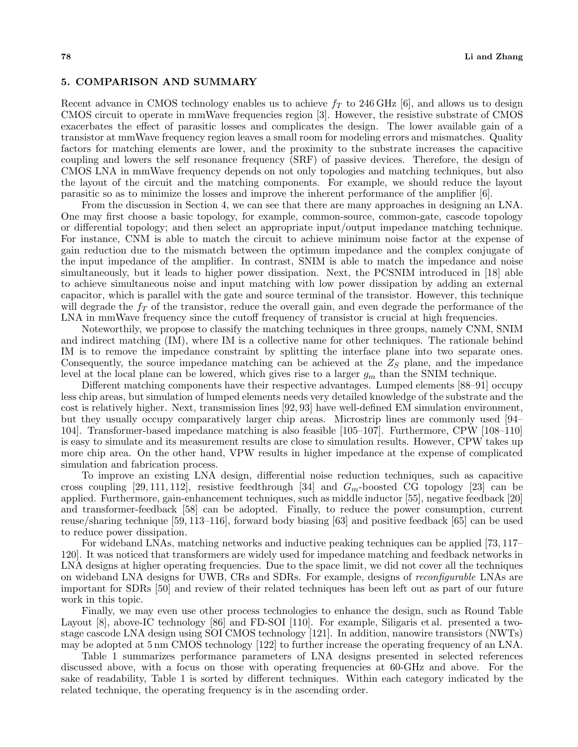## 5. COMPARISON AND SUMMARY

Recent advance in CMOS technology enables us to achieve $f_T$ to 246 GHz [6], and allows us to design CMOS circuit to operate in mmWave frequencies region [3]. However, the resistive substrate of CMOS exacerbates the effect of parasitic losses and complicates the design. The lower available gain of a transistor at mmWave frequency region leaves a small room for modeling errors and mismatches. Quality factors for matching elements are lower, and the proximity to the substrate increases the capacitive coupling and lowers the self resonance frequency (SRF) of passive devices. Therefore, the design of CMOS LNA in mmWave frequency depends on not only topologies and matching techniques, but also the layout of the circuit and the matching components. For example, we should reduce the layout parasitic so as to minimize the losses and improve the inherent performance of the amplifier [6].

From the discussion in Section 4, we can see that there are many approaches in designing an LNA. One may first choose a basic topology, for example, common-source, common-gate, cascode topology or differential topology; and then select an appropriate input/output impedance matching technique. For instance, CNM is able to match the circuit to achieve minimum noise factor at the expense of gain reduction due to the mismatch between the optimum impedance and the complex conjugate of the input impedance of the amplifier. In contrast, SNIM is able to match the impedance and noise simultaneously, but it leads to higher power dissipation. Next, the PCSNIM introduced in [18] able to achieve simultaneous noise and input matching with low power dissipation by adding an external capacitor, which is parallel with the gate and source terminal of the transistor. However, this technique will degrade the $f_T$ of the transistor, reduce the overall gain, and even degrade the performance of the LNA in mmWave frequency since the cutoff frequency of transistor is crucial at high frequencies.

Noteworthily, we propose to classify the matching techniques in three groups, namely CNM, SNIM and indirect matching (IM), where IM is a collective name for other techniques. The rationale behind IM is to remove the impedance constraint by splitting the interface plane into two separate ones. Consequently, the source impedance matching can be achieved at the $Z_S$ plane, and the impedance level at the local plane can be lowered, which gives rise to a larger $g_m$ than the SNIM technique.

Different matching components have their respective advantages. Lumped elements [88–91] occupy less chip areas, but simulation of lumped elements needs very detailed knowledge of the substrate and the cost is relatively higher. Next, transmission lines [92, 93] have well-defined EM simulation environment, but they usually occupy comparatively larger chip areas. Microstrip lines are commonly used [94–104]. Transformer-based impedance matching is also feasible [105–107]. Furthermore, CPW [108–110] is easy to simulate and its measurement results are close to simulation results. However, CPW takes up more chip area. On the other hand, VPW results in higher impedance at the expense of complicated simulation and fabrication process.

To improve an existing LNA design, differential noise reduction techniques, such as capacitive cross coupling [29, 111, 112], resistive feedthrough [34] and $G_m$-boosted CG topology [23] can be applied. Furthermore, gain-enhancement techniques, such as middle inductor [55], negative feedback [20] and transformer-feedback [58] can be adopted. Finally, to reduce the power consumption, current reuse/sharing technique [59, 113–116], forward body biasing [63] and positive feedback [65] can be used to reduce power dissipation.

For wideband LNAs, matching networks and inductive peaking techniques can be applied [73, 117–120]. It was noticed that transformers are widely used for impedance matching and feedback networks in LNA designs at higher operating frequencies. Due to the space limit, we did not cover all the techniques on wideband LNA designs for UWB, CRs and SDRs. For example, designs of *reconfigurable* LNAs are important for SDRs [50] and review of their related techniques has been left out as part of our future work in this topic.

Finally, we may even use other process technologies to enhance the design, such as Round Table Layout [8], above-IC technology [86] and FD-SOI [110]. For example, Siligaris et al. presented a two-stage cascode LNA design using SOI CMOS technology [121]. In addition, nanowire transistors (NWTs) may be adopted at 5 nm CMOS technology [122] to further increase the operating frequency of an LNA.

Table 1 summarizes performance parameters of LNA designs presented in selected references discussed above, with a focus on those with operating frequencies at 60-GHz and above. For the sake of readability, Table 1 is sorted by different techniques. Within each category indicated by the related technique, the operating frequency is in the ascending order.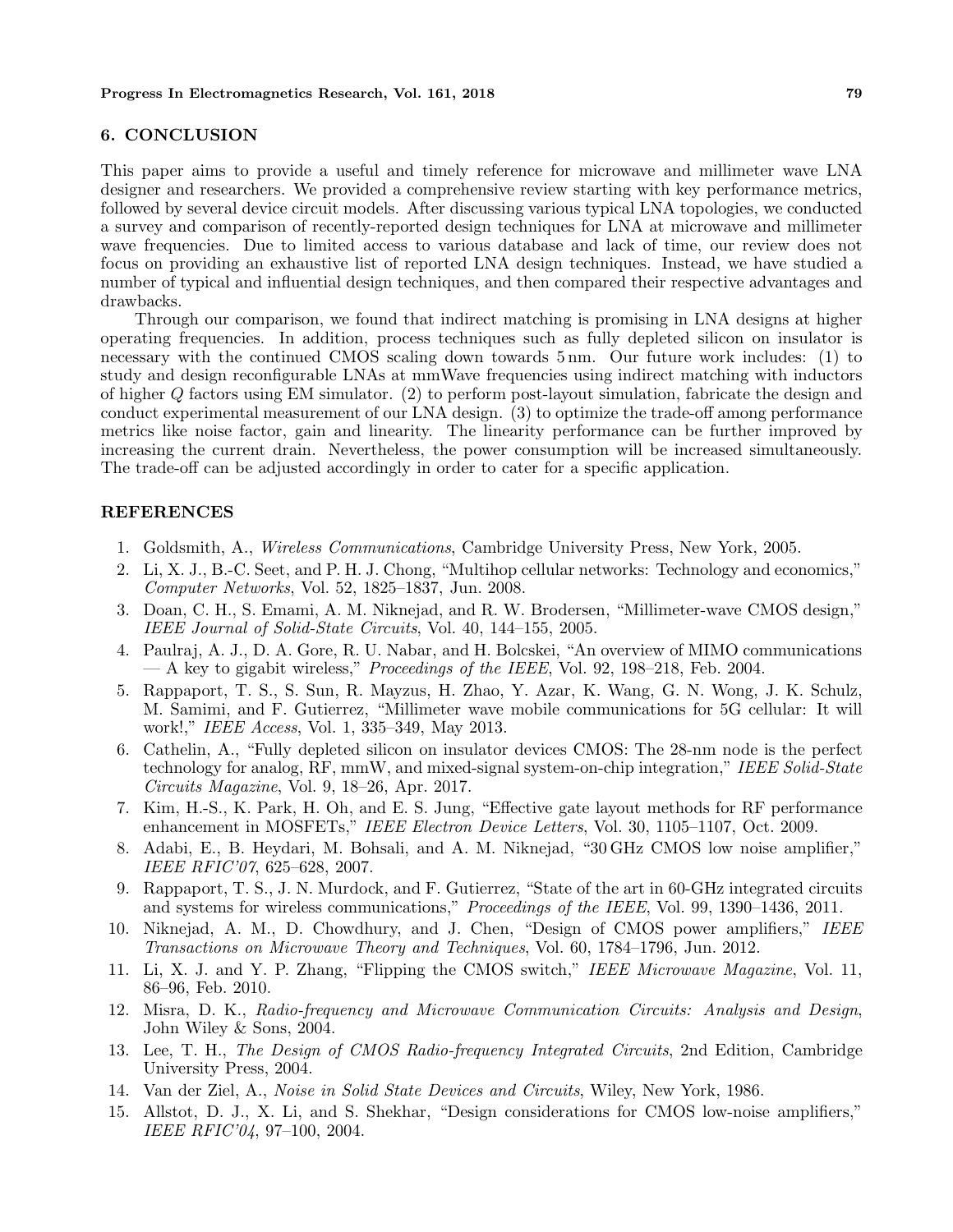## 6. CONCLUSION

This paper aims to provide a useful and timely reference for microwave and millimeter wave LNA designer and researchers. We provided a comprehensive review starting with key performance metrics, followed by several device circuit models. After discussing various typical LNA topologies, we conducted a survey and comparison of recently-reported design techniques for LNA at microwave and millimeter wave frequencies. Due to limited access to various database and lack of time, our review does not focus on providing an exhaustive list of reported LNA design techniques. Instead, we have studied a number of typical and influential design techniques, and then compared their respective advantages and drawbacks.

Through our comparison, we found that indirect matching is promising in LNA designs at higher operating frequencies. In addition, process techniques such as fully depleted silicon on insulator is necessary with the continued CMOS scaling down towards 5 nm. Our future work includes: (1) to study and design reconfigurable LNAs at mmWave frequencies using indirect matching with inductors of higher $Q$ factors using EM simulator. (2) to perform post-layout simulation, fabricate the design and conduct experimental measurement of our LNA design. (3) to optimize the trade-off among performance metrics like noise factor, gain and linearity. The linearity performance can be further improved by increasing the current drain. Nevertheless, the power consumption will be increased simultaneously. The trade-off can be adjusted accordingly in order to cater for a specific application.

## REFERENCES

1. Goldsmith, A., *Wireless Communications*, Cambridge University Press, New York, 2005.
2. Li, X. J., B.-C. Seet, and P. H. J. Chong, "Multihop cellular networks: Technology and economics," *Computer Networks*, Vol. 52, 1825–1837, Jun. 2008.
3. Doan, C. H., S. Emami, A. M. Niknejad, and R. W. Brodersen, "Millimeter-wave CMOS design," *IEEE Journal of Solid-State Circuits*, Vol. 40, 144–155, 2005.
4. Paulraj, A. J., D. A. Gore, R. U. Nabar, and H. Bolcskei, "An overview of MIMO communications — A key to gigabit wireless," *Proceedings of the IEEE*, Vol. 92, 198–218, Feb. 2004.
5. Rappaport, T. S., S. Sun, R. Mayzus, H. Zhao, Y. Azar, K. Wang, G. N. Wong, J. K. Schulz, M. Samimi, and F. Gutierrez, "Millimeter wave mobile communications for 5G cellular: It will work!," *IEEE Access*, Vol. 1, 335–349, May 2013.
6. Cathelin, A., "Fully depleted silicon on insulator devices CMOS: The 28-nm node is the perfect technology for analog, RF, mmW, and mixed-signal system-on-chip integration," *IEEE Solid-State Circuits Magazine*, Vol. 9, 18–26, Apr. 2017.
7. Kim, H.-S., K. Park, H. Oh, and E. S. Jung, "Effective gate layout methods for RF performance enhancement in MOSFETs," *IEEE Electron Device Letters*, Vol. 30, 1105–1107, Oct. 2009.
8. Adabi, E., B. Heydari, M. Bohsali, and A. M. Niknejad, "30 GHz CMOS low noise amplifier," *IEEE RFIC'07*, 625–628, 2007.
9. Rappaport, T. S., J. N. Murdock, and F. Gutierrez, "State of the art in 60-GHz integrated circuits and systems for wireless communications," *Proceedings of the IEEE*, Vol. 99, 1390–1436, 2011.
10. Niknejad, A. M., D. Chowdhury, and J. Chen, "Design of CMOS power amplifiers," *IEEE Transactions on Microwave Theory and Techniques*, Vol. 60, 1784–1796, Jun. 2012.
11. Li, X. J. and Y. P. Zhang, "Flipping the CMOS switch," *IEEE Microwave Magazine*, Vol. 11, 86–96, Feb. 2010.
12. Misra, D. K., *Radio-frequency and Microwave Communication Circuits: Analysis and Design*, John Wiley & Sons, 2004.
13. Lee, T. H., *The Design of CMOS Radio-frequency Integrated Circuits*, 2nd Edition, Cambridge University Press, 2004.
14. Van der Ziel, A., *Noise in Solid State Devices and Circuits*, Wiley, New York, 1986.
15. Allstot, D. J., X. Li, and S. Shekhar, "Design considerations for CMOS low-noise amplifiers," *IEEE RFIC'04*, 97–100, 2004.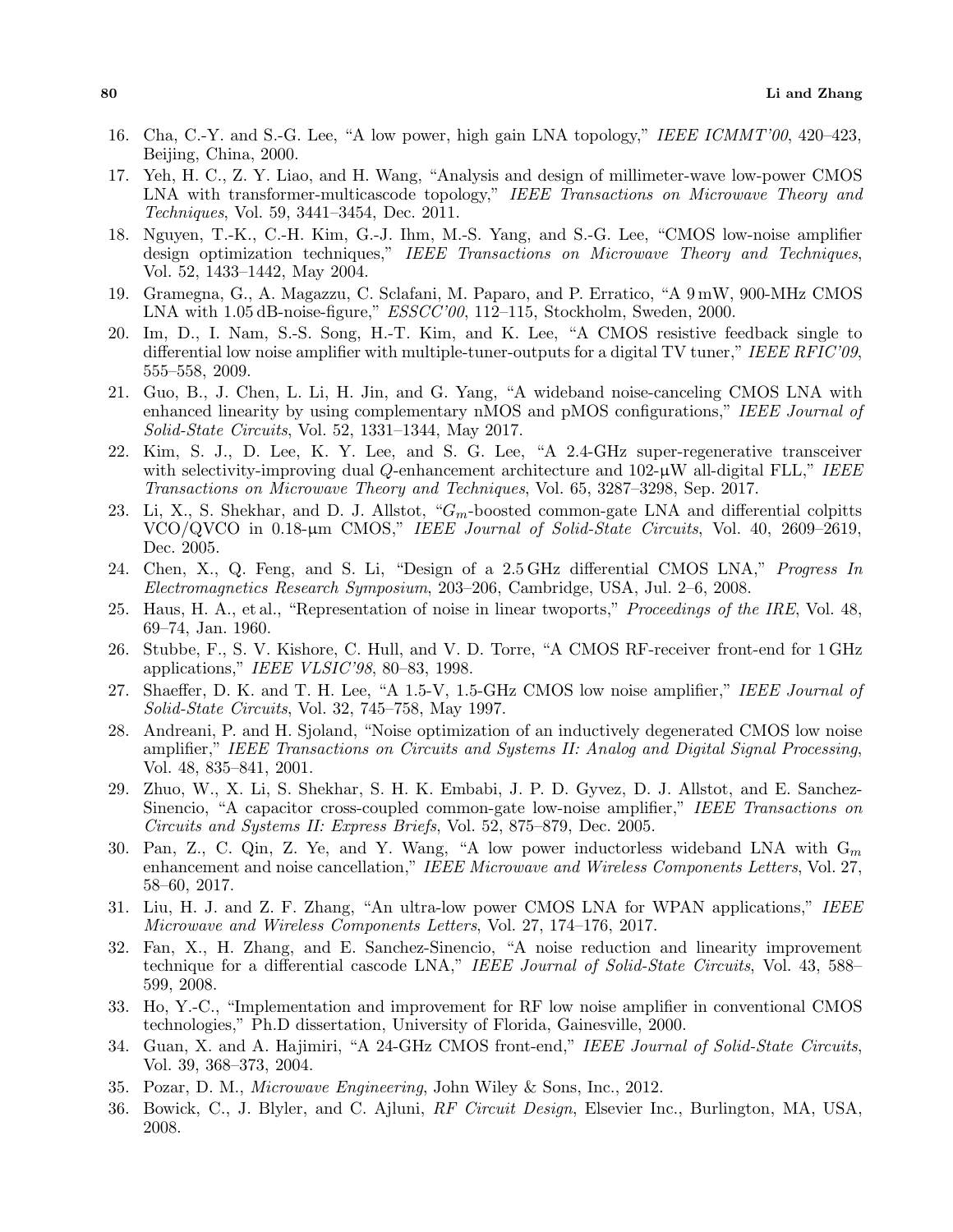16. Cha, C.-Y. and S.-G. Lee, "A low power, high gain LNA topology," *IEEE ICMMT'00*, 420–423, Beijing, China, 2000.
17. Yeh, H. C., Z. Y. Liao, and H. Wang, "Analysis and design of millimeter-wave low-power CMOS LNA with transformer-multicascode topology," *IEEE Transactions on Microwave Theory and Techniques*, Vol. 59, 3441–3454, Dec. 2011.
18. Nguyen, T.-K., C.-H. Kim, G.-J. Ihm, M.-S. Yang, and S.-G. Lee, "CMOS low-noise amplifier design optimization techniques," *IEEE Transactions on Microwave Theory and Techniques*, Vol. 52, 1433–1442, May 2004.
19. Gramegna, G., A. Magazzu, C. Sclafani, M. Paparo, and P. Erratico, "A 9 mW, 900-MHz CMOS LNA with 1.05 dB-noise-figure," *ESSCC'00*, 112–115, Stockholm, Sweden, 2000.
20. Im, D., I. Nam, S.-S. Song, H.-T. Kim, and K. Lee, "A CMOS resistive feedback single to differential low noise amplifier with multiple-tuner-outputs for a digital TV tuner," *IEEE RFIC'09*, 555–558, 2009.
21. Guo, B., J. Chen, L. Li, H. Jin, and G. Yang, "A wideband noise-canceling CMOS LNA with enhanced linearity by using complementary nMOS and pMOS configurations," *IEEE Journal of Solid-State Circuits*, Vol. 52, 1331–1344, May 2017.
22. Kim, S. J., D. Lee, K. Y. Lee, and S. G. Lee, "A 2.4-GHz super-regenerative transceiver with selectivity-improving dual $Q$-enhancement architecture and 102-μW all-digital FLL," *IEEE Transactions on Microwave Theory and Techniques*, Vol. 65, 3287–3298, Sep. 2017.
23. Li, X., S. Shekhar, and D. J. Allstot, "$G_m$-boosted common-gate LNA and differential colpitts VCO/QVCO in 0.18-μm CMOS," *IEEE Journal of Solid-State Circuits*, Vol. 40, 2609–2619, Dec. 2005.
24. Chen, X., Q. Feng, and S. Li, "Design of a 2.5 GHz differential CMOS LNA," *Progress In Electromagnetics Research Symposium*, 203–206, Cambridge, USA, Jul. 2–6, 2008.
25. Haus, H. A., et al., "Representation of noise in linear twoports," *Proceedings of the IRE*, Vol. 48, 69–74, Jan. 1960.
26. Stubbe, F., S. V. Kishore, C. Hull, and V. D. Torre, "A CMOS RF-receiver front-end for 1 GHz applications," *IEEE VLSIC'98*, 80–83, 1998.
27. Shaeffer, D. K. and T. H. Lee, "A 1.5-V, 1.5-GHz CMOS low noise amplifier," *IEEE Journal of Solid-State Circuits*, Vol. 32, 745–758, May 1997.
28. Andreani, P. and H. Sjoland, "Noise optimization of an inductively degenerated CMOS low noise amplifier," *IEEE Transactions on Circuits and Systems II: Analog and Digital Signal Processing*, Vol. 48, 835–841, 2001.
29. Zhuo, W., X. Li, S. Shekhar, S. H. K. Embabi, J. P. D. Gyvez, D. J. Allstot, and E. Sanchez-Sinencio, "A capacitor cross-coupled common-gate low-noise amplifier," *IEEE Transactions on Circuits and Systems II: Express Briefs*, Vol. 52, 875–879, Dec. 2005.
30. Pan, Z., C. Qin, Z. Ye, and Y. Wang, "A low power inductorless wideband LNA with $G_m$ enhancement and noise cancellation," *IEEE Microwave and Wireless Components Letters*, Vol. 27, 58–60, 2017.
31. Liu, H. J. and Z. F. Zhang, "An ultra-low power CMOS LNA for WPAN applications," *IEEE Microwave and Wireless Components Letters*, Vol. 27, 174–176, 2017.
32. Fan, X., H. Zhang, and E. Sanchez-Sinencio, "A noise reduction and linearity improvement technique for a differential cascode LNA," *IEEE Journal of Solid-State Circuits*, Vol. 43, 588–599, 2008.
33. Ho, Y.-C., "Implementation and improvement for RF low noise amplifier in conventional CMOS technologies," Ph.D dissertation, University of Florida, Gainesville, 2000.
34. Guan, X. and A. Hajimiri, "A 24-GHz CMOS front-end," *IEEE Journal of Solid-State Circuits*, Vol. 39, 368–373, 2004.
35. Pozar, D. M., *Microwave Engineering*, John Wiley & Sons, Inc., 2012.
36. Bowick, C., J. Blyler, and C. Ajluni, *RF Circuit Design*, Elsevier Inc., Burlington, MA, USA, 2008.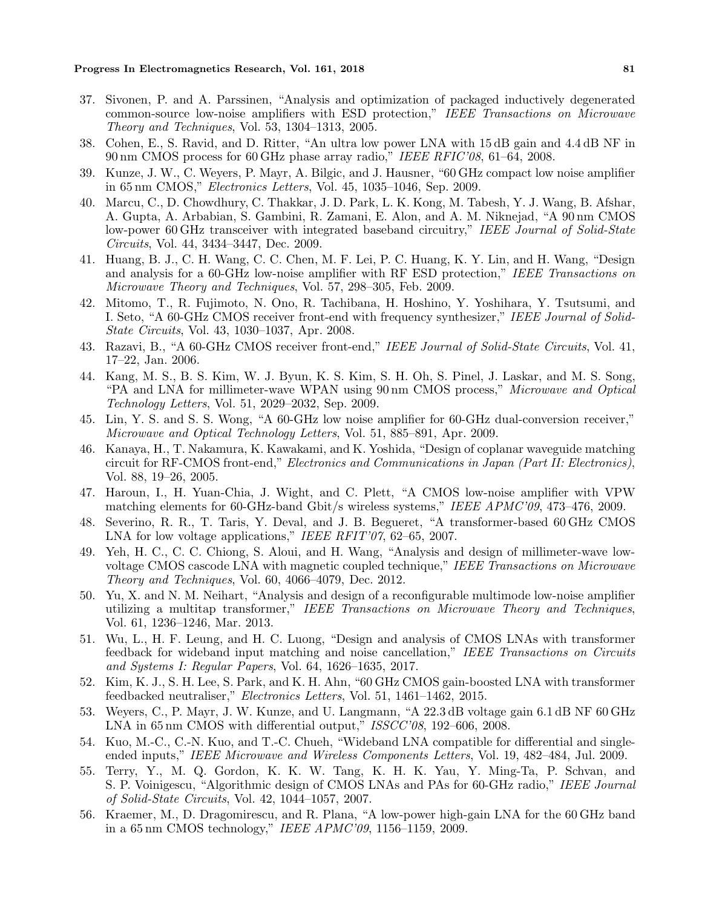37. Sivonen, P. and A. Parssinen, "Analysis and optimization of packaged inductively degenerated common-source low-noise amplifiers with ESD protection," *IEEE Transactions on Microwave Theory and Techniques*, Vol. 53, 1304–1313, 2005.
38. Cohen, E., S. Ravid, and D. Ritter, "An ultra low power LNA with 15 dB gain and 4.4 dB NF in 90 nm CMOS process for 60 GHz phase array radio," *IEEE RFIC'08*, 61–64, 2008.
39. Kunze, J. W., C. Weyers, P. Mayr, A. Bilgic, and J. Hausner, "60 GHz compact low noise amplifier in 65 nm CMOS," *Electronics Letters*, Vol. 45, 1035–1046, Sep. 2009.
40. Marcu, C., D. Chowdhury, C. Thakkar, J. D. Park, L. K. Kong, M. Tabesh, Y. J. Wang, B. Afshar, A. Gupta, A. Arbabian, S. Gambini, R. Zamani, E. Alon, and A. M. Niknejad, "A 90 nm CMOS low-power 60 GHz transceiver with integrated baseband circuitry," *IEEE Journal of Solid-State Circuits*, Vol. 44, 3434–3447, Dec. 2009.
41. Huang, B. J., C. H. Wang, C. C. Chen, M. F. Lei, P. C. Huang, K. Y. Lin, and H. Wang, "Design and analysis for a 60-GHz low-noise amplifier with RF ESD protection," *IEEE Transactions on Microwave Theory and Techniques*, Vol. 57, 298–305, Feb. 2009.
42. Mitomo, T., R. Fujimoto, N. Ono, R. Tachibana, H. Hoshino, Y. Yoshihara, Y. Tsutsumi, and I. Seto, "A 60-GHz CMOS receiver front-end with frequency synthesizer," *IEEE Journal of Solid-State Circuits*, Vol. 43, 1030–1037, Apr. 2008.
43. Razavi, B., "A 60-GHz CMOS receiver front-end," *IEEE Journal of Solid-State Circuits*, Vol. 41, 17–22, Jan. 2006.
44. Kang, M. S., B. S. Kim, W. J. Byun, K. S. Kim, S. H. Oh, S. Pinel, J. Laskar, and M. S. Song, "PA and LNA for millimeter-wave WPAN using 90 nm CMOS process," *Microwave and Optical Technology Letters*, Vol. 51, 2029–2032, Sep. 2009.
45. Lin, Y. S. and S. S. Wong, "A 60-GHz low noise amplifier for 60-GHz dual-conversion receiver," *Microwave and Optical Technology Letters*, Vol. 51, 885–891, Apr. 2009.
46. Kanaya, H., T. Nakamura, K. Kawakami, and K. Yoshida, "Design of coplanar waveguide matching circuit for RF-CMOS front-end," *Electronics and Communications in Japan (Part II: Electronics)*, Vol. 88, 19–26, 2005.
47. Haroun, I., H. Yuan-Chia, J. Wight, and C. Plett, "A CMOS low-noise amplifier with VPW matching elements for 60-GHz-band Gbit/s wireless systems," *IEEE APMC'09*, 473–476, 2009.
48. Severino, R. R., T. Taris, Y. Deval, and J. B. Begueret, "A transformer-based 60 GHz CMOS LNA for low voltage applications," *IEEE RFIT'07*, 62–65, 2007.
49. Yeh, H. C., C. C. Chiong, S. Aloui, and H. Wang, "Analysis and design of millimeter-wave low-voltage CMOS cascode LNA with magnetic coupled technique," *IEEE Transactions on Microwave Theory and Techniques*, Vol. 60, 4066–4079, Dec. 2012.
50. Yu, X. and N. M. Neihart, "Analysis and design of a reconfigurable multimode low-noise amplifier utilizing a multitap transformer," *IEEE Transactions on Microwave Theory and Techniques*, Vol. 61, 1236–1246, Mar. 2013.
51. Wu, L., H. F. Leung, and H. C. Luong, "Design and analysis of CMOS LNAs with transformer feedback for wideband input matching and noise cancellation," *IEEE Transactions on Circuits and Systems I: Regular Papers*, Vol. 64, 1626–1635, 2017.
52. Kim, K. J., S. H. Lee, S. Park, and K. H. Ahn, "60 GHz CMOS gain-boosted LNA with transformer feedbacked neutraliser," *Electronics Letters*, Vol. 51, 1461–1462, 2015.
53. Weyers, C., P. Mayr, J. W. Kunze, and U. Langmann, "A 22.3 dB voltage gain 6.1 dB NF 60 GHz LNA in 65 nm CMOS with differential output," *ISSCC'08*, 192–606, 2008.
54. Kuo, M.-C., C.-N. Kuo, and T.-C. Chueh, "Wideband LNA compatible for differential and single-ended inputs," *IEEE Microwave and Wireless Components Letters*, Vol. 19, 482–484, Jul. 2009.
55. Terry, Y., M. Q. Gordon, K. K. W. Tang, K. H. K. Yau, Y. Ming-Ta, P. Schvan, and S. P. Voinigescu, "Algorithmic design of CMOS LNAs and PAs for 60-GHz radio," *IEEE Journal of Solid-State Circuits*, Vol. 42, 1044–1057, 2007.
56. Kraemer, M., D. Dragomirescu, and R. Plana, "A low-power high-gain LNA for the 60 GHz band in a 65 nm CMOS technology," *IEEE APMC'09*, 1156–1159, 2009.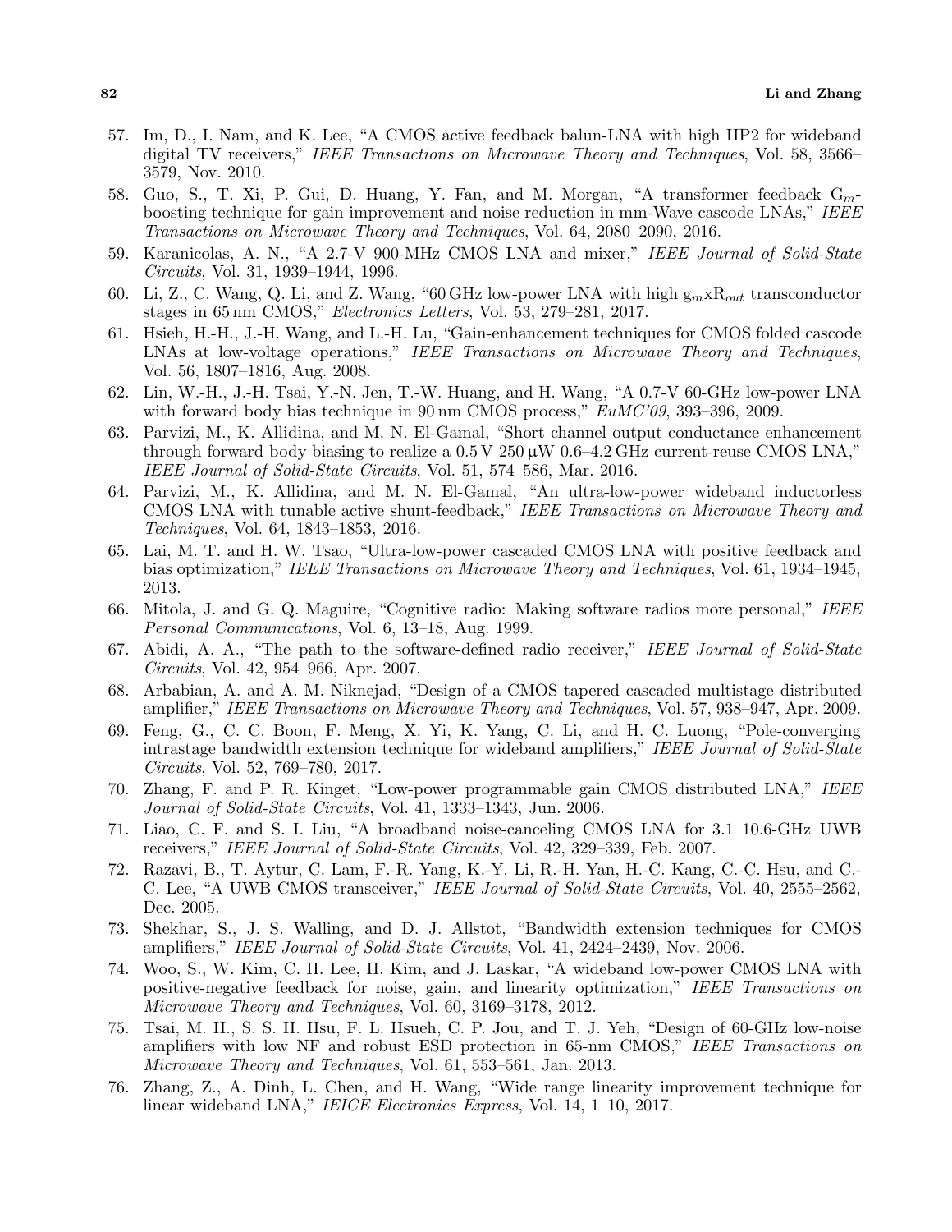57. Im, D., I. Nam, and K. Lee, "A CMOS active feedback balun-LNA with high IIP2 for wideband digital TV receivers," *IEEE Transactions on Microwave Theory and Techniques*, Vol. 58, 3566–3579, Nov. 2010.
58. Guo, S., T. Xi, P. Gui, D. Huang, Y. Fan, and M. Morgan, "A transformer feedback $G_m$-boosting technique for gain improvement and noise reduction in mm-Wave cascode LNAs," *IEEE Transactions on Microwave Theory and Techniques*, Vol. 64, 2080–2090, 2016.
59. Karanicolas, A. N., "A 2.7-V 900-MHz CMOS LNA and mixer," *IEEE Journal of Solid-State Circuits*, Vol. 31, 1939–1944, 1996.
60. Li, Z., C. Wang, Q. Li, and Z. Wang, "60 GHz low-power LNA with high $g_m$x$R_{out}$ transconductor stages in 65 nm CMOS," *Electronics Letters*, Vol. 53, 279–281, 2017.
61. Hsieh, H.-H., J.-H. Wang, and L.-H. Lu, "Gain-enhancement techniques for CMOS folded cascode LNAs at low-voltage operations," *IEEE Transactions on Microwave Theory and Techniques*, Vol. 56, 1807–1816, Aug. 2008.
62. Lin, W.-H., J.-H. Tsai, Y.-N. Jen, T.-W. Huang, and H. Wang, "A 0.7-V 60-GHz low-power LNA with forward body bias technique in 90 nm CMOS process," *EuMC'09*, 393–396, 2009.
63. Parvizi, M., K. Allidina, and M. N. El-Gamal, "Short channel output conductance enhancement through forward body biasing to realize a 0.5 V 250 µW 0.6–4.2 GHz current-reuse CMOS LNA," *IEEE Journal of Solid-State Circuits*, Vol. 51, 574–586, Mar. 2016.
64. Parvizi, M., K. Allidina, and M. N. El-Gamal, "An ultra-low-power wideband inductorless CMOS LNA with tunable active shunt-feedback," *IEEE Transactions on Microwave Theory and Techniques*, Vol. 64, 1843–1853, 2016.
65. Lai, M. T. and H. W. Tsao, "Ultra-low-power cascaded CMOS LNA with positive feedback and bias optimization," *IEEE Transactions on Microwave Theory and Techniques*, Vol. 61, 1934–1945, 2013.
66. Mitola, J. and G. Q. Maguire, "Cognitive radio: Making software radios more personal," *IEEE Personal Communications*, Vol. 6, 13–18, Aug. 1999.
67. Abidi, A. A., "The path to the software-defined radio receiver," *IEEE Journal of Solid-State Circuits*, Vol. 42, 954–966, Apr. 2007.
68. Arbabian, A. and A. M. Niknejad, "Design of a CMOS tapered cascaded multistage distributed amplifier," *IEEE Transactions on Microwave Theory and Techniques*, Vol. 57, 938–947, Apr. 2009.
69. Feng, G., C. C. Boon, F. Meng, X. Yi, K. Yang, C. Li, and H. C. Luong, "Pole-converging intrastage bandwidth extension technique for wideband amplifiers," *IEEE Journal of Solid-State Circuits*, Vol. 52, 769–780, 2017.
70. Zhang, F. and P. R. Kinget, "Low-power programmable gain CMOS distributed LNA," *IEEE Journal of Solid-State Circuits*, Vol. 41, 1333–1343, Jun. 2006.
71. Liao, C. F. and S. I. Liu, "A broadband noise-canceling CMOS LNA for 3.1–10.6-GHz UWB receivers," *IEEE Journal of Solid-State Circuits*, Vol. 42, 329–339, Feb. 2007.
72. Razavi, B., T. Aytur, C. Lam, F.-R. Yang, K.-Y. Li, R.-H. Yan, H.-C. Kang, C.-C. Hsu, and C.-C. Lee, "A UWB CMOS transceiver," *IEEE Journal of Solid-State Circuits*, Vol. 40, 2555–2562, Dec. 2005.
73. Shekhar, S., J. S. Walling, and D. J. Allstot, "Bandwidth extension techniques for CMOS amplifiers," *IEEE Journal of Solid-State Circuits*, Vol. 41, 2424–2439, Nov. 2006.
74. Woo, S., W. Kim, C. H. Lee, H. Kim, and J. Laskar, "A wideband low-power CMOS LNA with positive-negative feedback for noise, gain, and linearity optimization," *IEEE Transactions on Microwave Theory and Techniques*, Vol. 60, 3169–3178, 2012.
75. Tsai, M. H., S. S. H. Hsu, F. L. Hsueh, C. P. Jou, and T. J. Yeh, "Design of 60-GHz low-noise amplifiers with low NF and robust ESD protection in 65-nm CMOS," *IEEE Transactions on Microwave Theory and Techniques*, Vol. 61, 553–561, Jan. 2013.
76. Zhang, Z., A. Dinh, L. Chen, and H. Wang, "Wide range linearity improvement technique for linear wideband LNA," *IEICE Electronics Express*, Vol. 14, 1–10, 2017.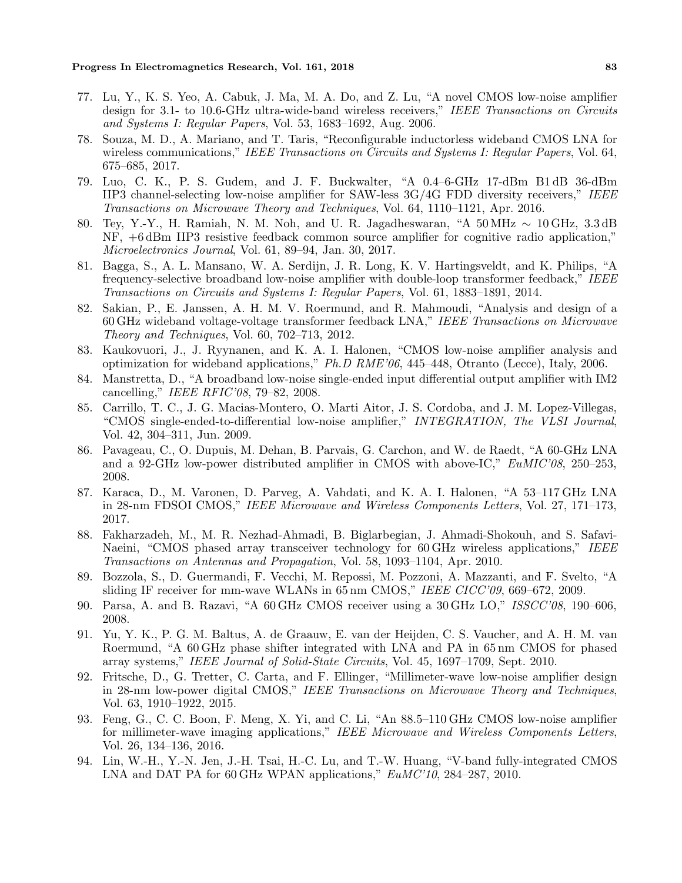77. Lu, Y., K. S. Yeo, A. Cabuk, J. Ma, M. A. Do, and Z. Lu, "A novel CMOS low-noise amplifier design for 3.1- to 10.6-GHz ultra-wide-band wireless receivers," *IEEE Transactions on Circuits and Systems I: Regular Papers*, Vol. 53, 1683–1692, Aug. 2006.
78. Souza, M. D., A. Mariano, and T. Taris, "Reconfigurable inductorless wideband CMOS LNA for wireless communications," *IEEE Transactions on Circuits and Systems I: Regular Papers*, Vol. 64, 675–685, 2017.
79. Luo, C. K., P. S. Gudem, and J. F. Buckwalter, "A 0.4–6-GHz 17-dBm B1 dB 36-dBm IIP3 channel-selecting low-noise amplifier for SAW-less 3G/4G FDD diversity receivers," *IEEE Transactions on Microwave Theory and Techniques*, Vol. 64, 1110–1121, Apr. 2016.
80. Tey, Y.-Y., H. Ramiah, N. M. Noh, and U. R. Jagadheswaran, "A 50 MHz ∼ 10 GHz, 3.3 dB NF, +6 dBm IIP3 resistive feedback common source amplifier for cognitive radio application," *Microelectronics Journal*, Vol. 61, 89–94, Jan. 30, 2017.
81. Bagga, S., A. L. Mansano, W. A. Serdijn, J. R. Long, K. V. Hartingsveldt, and K. Philips, "A frequency-selective broadband low-noise amplifier with double-loop transformer feedback," *IEEE Transactions on Circuits and Systems I: Regular Papers*, Vol. 61, 1883–1891, 2014.
82. Sakian, P., E. Janssen, A. H. M. V. Roermund, and R. Mahmoudi, "Analysis and design of a 60 GHz wideband voltage-voltage transformer feedback LNA," *IEEE Transactions on Microwave Theory and Techniques*, Vol. 60, 702–713, 2012.
83. Kaukovuori, J., J. Ryynanen, and K. A. I. Halonen, "CMOS low-noise amplifier analysis and optimization for wideband applications," *Ph.D RME'06*, 445–448, Otranto (Lecce), Italy, 2006.
84. Manstretta, D., "A broadband low-noise single-ended input differential output amplifier with IM2 cancelling," *IEEE RFIC'08*, 79–82, 2008.
85. Carrillo, T. C., J. G. Macias-Montero, O. Marti Aitor, J. S. Cordoba, and J. M. Lopez-Villegas, "CMOS single-ended-to-differential low-noise amplifier," *INTEGRATION, The VLSI Journal*, Vol. 42, 304–311, Jun. 2009.
86. Pavageau, C., O. Dupuis, M. Dehan, B. Parvais, G. Carchon, and W. de Raedt, "A 60-GHz LNA and a 92-GHz low-power distributed amplifier in CMOS with above-IC," *EuMIC'08*, 250–253, 2008.
87. Karaca, D., M. Varonen, D. Parveg, A. Vahdati, and K. A. I. Halonen, "A 53–117 GHz LNA in 28-nm FDSOI CMOS," *IEEE Microwave and Wireless Components Letters*, Vol. 27, 171–173, 2017.
88. Fakharzadeh, M., M. R. Nezhad-Ahmadi, B. Biglarbegian, J. Ahmadi-Shokouh, and S. Safavi-Naeini, "CMOS phased array transceiver technology for 60 GHz wireless applications," *IEEE Transactions on Antennas and Propagation*, Vol. 58, 1093–1104, Apr. 2010.
89. Bozzola, S., D. Guermandi, F. Vecchi, M. Repossi, M. Pozzoni, A. Mazzanti, and F. Svelto, "A sliding IF receiver for mm-wave WLANs in 65 nm CMOS," *IEEE CICC'09*, 669–672, 2009.
90. Parsa, A. and B. Razavi, "A 60 GHz CMOS receiver using a 30 GHz LO," *ISSCC'08*, 190–606, 2008.
91. Yu, Y. K., P. G. M. Baltus, A. de Graauw, E. van der Heijden, C. S. Vaucher, and A. H. M. van Roermund, "A 60 GHz phase shifter integrated with LNA and PA in 65 nm CMOS for phased array systems," *IEEE Journal of Solid-State Circuits*, Vol. 45, 1697–1709, Sept. 2010.
92. Fritsche, D., G. Tretter, C. Carta, and F. Ellinger, "Millimeter-wave low-noise amplifier design in 28-nm low-power digital CMOS," *IEEE Transactions on Microwave Theory and Techniques*, Vol. 63, 1910–1922, 2015.
93. Feng, G., C. C. Boon, F. Meng, X. Yi, and C. Li, "An 88.5–110 GHz CMOS low-noise amplifier for millimeter-wave imaging applications," *IEEE Microwave and Wireless Components Letters*, Vol. 26, 134–136, 2016.
94. Lin, W.-H., Y.-N. Jen, J.-H. Tsai, H.-C. Lu, and T.-W. Huang, "V-band fully-integrated CMOS LNA and DAT PA for 60 GHz WPAN applications," *EuMC'10*, 284–287, 2010.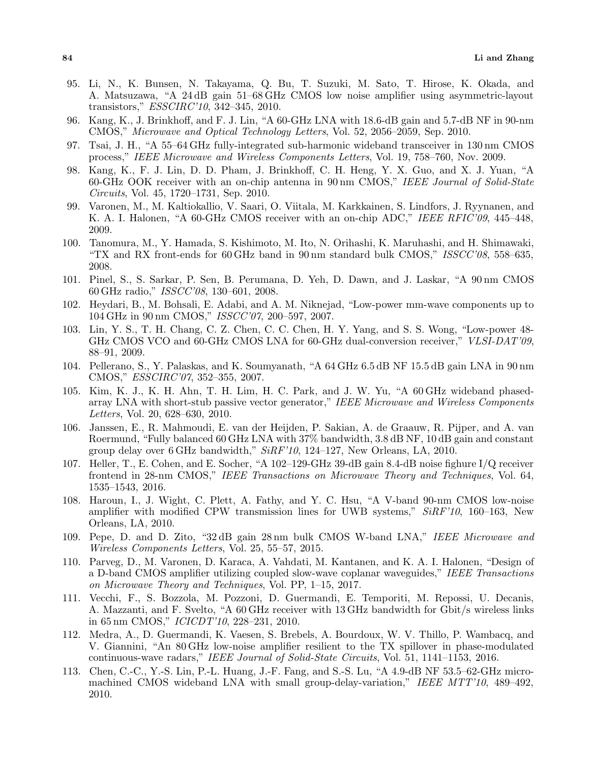95. Li, N., K. Bunsen, N. Takayama, Q. Bu, T. Suzuki, M. Sato, T. Hirose, K. Okada, and A. Matsuzawa, "A 24 dB gain 51–68 GHz CMOS low noise amplifier using asymmetric-layout transistors," *ESSCIRC'10*, 342–345, 2010.
96. Kang, K., J. Brinkhoff, and F. J. Lin, "A 60-GHz LNA with 18.6-dB gain and 5.7-dB NF in 90-nm CMOS," *Microwave and Optical Technology Letters*, Vol. 52, 2056–2059, Sep. 2010.
97. Tsai, J. H., "A 55–64 GHz fully-integrated sub-harmonic wideband transceiver in 130 nm CMOS process," *IEEE Microwave and Wireless Components Letters*, Vol. 19, 758–760, Nov. 2009.
98. Kang, K., F. J. Lin, D. D. Pham, J. Brinkhoff, C. H. Heng, Y. X. Guo, and X. J. Yuan, "A 60-GHz OOK receiver with an on-chip antenna in 90 nm CMOS," *IEEE Journal of Solid-State Circuits*, Vol. 45, 1720–1731, Sep. 2010.
99. Varonen, M., M. Kaltiokallio, V. Saari, O. Viitala, M. Karkkainen, S. Lindfors, J. Ryynanen, and K. A. I. Halonen, "A 60-GHz CMOS receiver with an on-chip ADC," *IEEE RFIC'09*, 445–448, 2009.
100. Tanomura, M., Y. Hamada, S. Kishimoto, M. Ito, N. Orihashi, K. Maruhashi, and H. Shimawaki, "TX and RX front-ends for 60 GHz band in 90 nm standard bulk CMOS," *ISSCC'08*, 558–635, 2008.
101. Pinel, S., S. Sarkar, P. Sen, B. Perumana, D. Yeh, D. Dawn, and J. Laskar, "A 90 nm CMOS 60 GHz radio," *ISSCC'08*, 130–601, 2008.
102. Heydari, B., M. Bohsali, E. Adabi, and A. M. Niknejad, "Low-power mm-wave components up to 104 GHz in 90 nm CMOS," *ISSCC'07*, 200–597, 2007.
103. Lin, Y. S., T. H. Chang, C. Z. Chen, C. C. Chen, H. Y. Yang, and S. S. Wong, "Low-power 48-GHz CMOS VCO and 60-GHz CMOS LNA for 60-GHz dual-conversion receiver," *VLSI-DAT'09*, 88–91, 2009.
104. Pellerano, S., Y. Palaskas, and K. Soumyanath, "A 64 GHz 6.5 dB NF 15.5 dB gain LNA in 90 nm CMOS," *ESSCIRC'07*, 352–355, 2007.
105. Kim, K. J., K. H. Ahn, T. H. Lim, H. C. Park, and J. W. Yu, "A 60 GHz wideband phased-array LNA with short-stub passive vector generator," *IEEE Microwave and Wireless Components Letters*, Vol. 20, 628–630, 2010.
106. Janssen, E., R. Mahmoudi, E. van der Heijden, P. Sakian, A. de Graauw, R. Pijper, and A. van Roermund, "Fully balanced 60 GHz LNA with 37% bandwidth, 3.8 dB NF, 10 dB gain and constant group delay over 6 GHz bandwidth," *SiRF'10*, 124–127, New Orleans, LA, 2010.
107. Heller, T., E. Cohen, and E. Socher, "A 102–129-GHz 39-dB gain 8.4-dB noise fighure I/Q receiver frontend in 28-nm CMOS," *IEEE Transactions on Microwave Theory and Techniques*, Vol. 64, 1535–1543, 2016.
108. Haroun, I., J. Wight, C. Plett, A. Fathy, and Y. C. Hsu, "A V-band 90-nm CMOS low-noise amplifier with modified CPW transmission lines for UWB systems," *SiRF'10*, 160–163, New Orleans, LA, 2010.
109. Pepe, D. and D. Zito, "32 dB gain 28 nm bulk CMOS W-band LNA," *IEEE Microwave and Wireless Components Letters*, Vol. 25, 55–57, 2015.
110. Parveg, D., M. Varonen, D. Karaca, A. Vahdati, M. Kantanen, and K. A. I. Halonen, "Design of a D-band CMOS amplifier utilizing coupled slow-wave coplanar waveguides," *IEEE Transactions on Microwave Theory and Techniques*, Vol. PP, 1–15, 2017.
111. Vecchi, F., S. Bozzola, M. Pozzoni, D. Guermandi, E. Temporiti, M. Repossi, U. Decanis, A. Mazzanti, and F. Svelto, "A 60 GHz receiver with 13 GHz bandwidth for Gbit/s wireless links in 65 nm CMOS," *ICICDT'10*, 228–231, 2010.
112. Medra, A., D. Guermandi, K. Vaesen, S. Brebels, A. Bourdoux, W. V. Thillo, P. Wambacq, and V. Giannini, "An 80 GHz low-noise amplifier resilient to the TX spillover in phase-modulated continuous-wave radars," *IEEE Journal of Solid-State Circuits*, Vol. 51, 1141–1153, 2016.
113. Chen, C.-C., Y.-S. Lin, P.-L. Huang, J.-F. Fang, and S.-S. Lu, "A 4.9-dB NF 53.5–62-GHz micro-machined CMOS wideband LNA with small group-delay-variation," *IEEE MTT'10*, 489–492, 2010.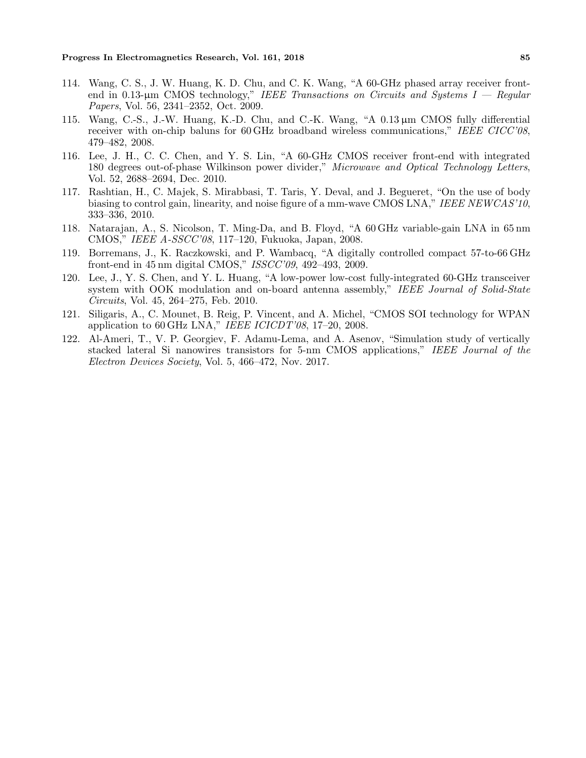114. Wang, C. S., J. W. Huang, K. D. Chu, and C. K. Wang, "A 60-GHz phased array receiver front-end in 0.13-μm CMOS technology," *IEEE Transactions on Circuits and Systems I — Regular Papers*, Vol. 56, 2341–2352, Oct. 2009.
115. Wang, C.-S., J.-W. Huang, K.-D. Chu, and C.-K. Wang, "A 0.13 μm CMOS fully differential receiver with on-chip baluns for 60 GHz broadband wireless communications," *IEEE CICC'08*, 479–482, 2008.
116. Lee, J. H., C. C. Chen, and Y. S. Lin, "A 60-GHz CMOS receiver front-end with integrated 180 degrees out-of-phase Wilkinson power divider," *Microwave and Optical Technology Letters*, Vol. 52, 2688–2694, Dec. 2010.
117. Rashtian, H., C. Majek, S. Mirabbasi, T. Taris, Y. Deval, and J. Begueret, "On the use of body biasing to control gain, linearity, and noise figure of a mm-wave CMOS LNA," *IEEE NEWCAS'10*, 333–336, 2010.
118. Natarajan, A., S. Nicolson, T. Ming-Da, and B. Floyd, "A 60 GHz variable-gain LNA in 65 nm CMOS," *IEEE A-SSCC'08*, 117–120, Fukuoka, Japan, 2008.
119. Borremans, J., K. Raczkowski, and P. Wambacq, "A digitally controlled compact 57-to-66 GHz front-end in 45 nm digital CMOS," *ISSCC'09*, 492–493, 2009.
120. Lee, J., Y. S. Chen, and Y. L. Huang, "A low-power low-cost fully-integrated 60-GHz transceiver system with OOK modulation and on-board antenna assembly," *IEEE Journal of Solid-State Circuits*, Vol. 45, 264–275, Feb. 2010.
121. Siligaris, A., C. Mounet, B. Reig, P. Vincent, and A. Michel, "CMOS SOI technology for WPAN application to 60 GHz LNA," *IEEE ICICDT'08*, 17–20, 2008.
122. Al-Ameri, T., V. P. Georgiev, F. Adamu-Lema, and A. Asenov, "Simulation study of vertically stacked lateral Si nanowires transistors for 5-nm CMOS applications," *IEEE Journal of the Electron Devices Society*, Vol. 5, 466–472, Nov. 2017.